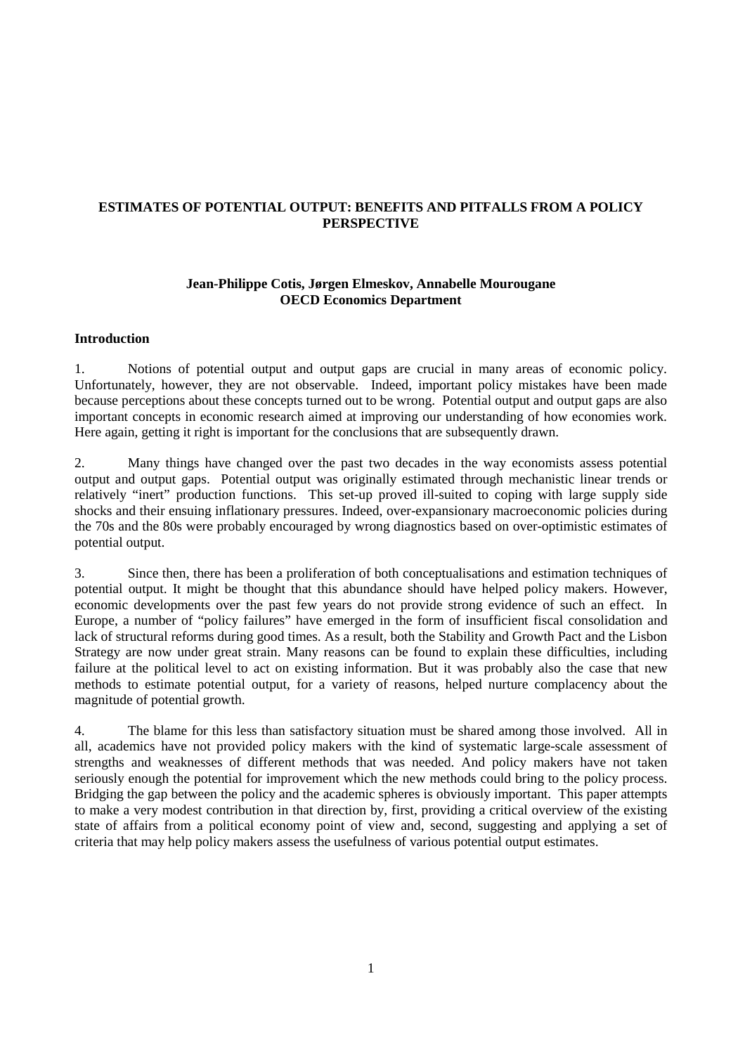# ESTIMATES OF POTENTIAL OUTPUT: BENEFITS AND PITFALLS FROM A POLICY PERSPECTIVE

**Jean-Philippe Cotis, Jørgen Elmeskov, Annabelle Mourougane**
**OECD Economics Department**

## Introduction

1. Notions of potential output and output gaps are crucial in many areas of economic policy. Unfortunately, however, they are not observable. Indeed, important policy mistakes have been made because perceptions about these concepts turned out to be wrong. Potential output and output gaps are also important concepts in economic research aimed at improving our understanding of how economies work. Here again, getting it right is important for the conclusions that are subsequently drawn.

2. Many things have changed over the past two decades in the way economists assess potential output and output gaps. Potential output was originally estimated through mechanistic linear trends or relatively "inert" production functions. This set-up proved ill-suited to coping with large supply side shocks and their ensuing inflationary pressures. Indeed, over-expansionary macroeconomic policies during the 70s and the 80s were probably encouraged by wrong diagnostics based on over-optimistic estimates of potential output.

3. Since then, there has been a proliferation of both conceptualisations and estimation techniques of potential output. It might be thought that this abundance should have helped policy makers. However, economic developments over the past few years do not provide strong evidence of such an effect. In Europe, a number of "policy failures" have emerged in the form of insufficient fiscal consolidation and lack of structural reforms during good times. As a result, both the Stability and Growth Pact and the Lisbon Strategy are now under great strain. Many reasons can be found to explain these difficulties, including failure at the political level to act on existing information. But it was probably also the case that new methods to estimate potential output, for a variety of reasons, helped nurture complacency about the magnitude of potential growth.

4. The blame for this less than satisfactory situation must be shared among those involved. All in all, academics have not provided policy makers with the kind of systematic large-scale assessment of strengths and weaknesses of different methods that was needed. And policy makers have not taken seriously enough the potential for improvement which the new methods could bring to the policy process. Bridging the gap between the policy and the academic spheres is obviously important. This paper attempts to make a very modest contribution in that direction by, first, providing a critical overview of the existing state of affairs from a political economy point of view and, second, suggesting and applying a set of criteria that may help policy makers assess the usefulness of various potential output estimates.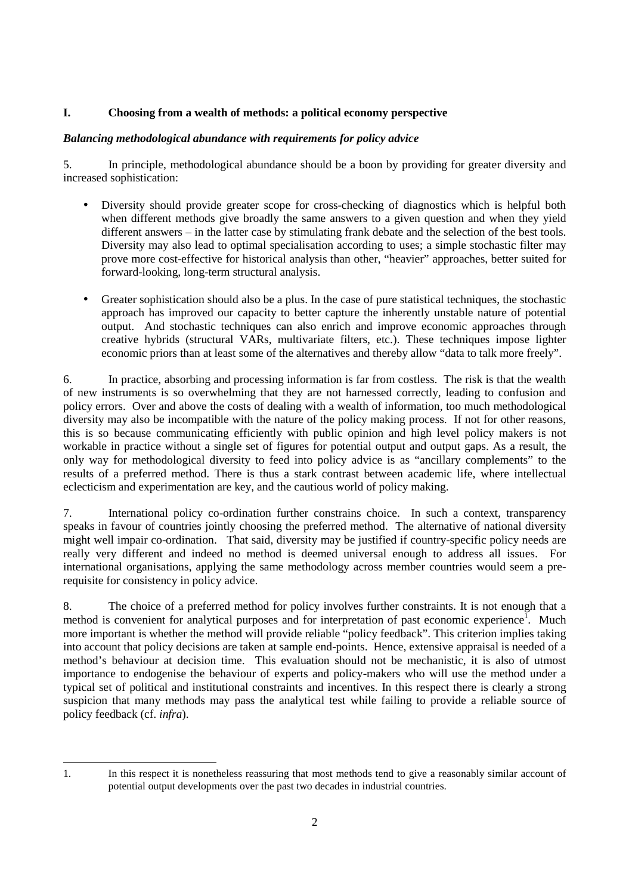## I. Choosing from a wealth of methods: a political economy perspective

### *Balancing methodological abundance with requirements for policy advice*

5. In principle, methodological abundance should be a boon by providing for greater diversity and increased sophistication:

- Diversity should provide greater scope for cross-checking of diagnostics which is helpful both when different methods give broadly the same answers to a given question and when they yield different answers – in the latter case by stimulating frank debate and the selection of the best tools. Diversity may also lead to optimal specialisation according to uses; a simple stochastic filter may prove more cost-effective for historical analysis than other, "heavier" approaches, better suited for forward-looking, long-term structural analysis.

- Greater sophistication should also be a plus. In the case of pure statistical techniques, the stochastic approach has improved our capacity to better capture the inherently unstable nature of potential output. And stochastic techniques can also enrich and improve economic approaches through creative hybrids (structural VARs, multivariate filters, etc.). These techniques impose lighter economic priors than at least some of the alternatives and thereby allow "data to talk more freely".

6. In practice, absorbing and processing information is far from costless. The risk is that the wealth of new instruments is so overwhelming that they are not harnessed correctly, leading to confusion and policy errors. Over and above the costs of dealing with a wealth of information, too much methodological diversity may also be incompatible with the nature of the policy making process. If not for other reasons, this is so because communicating efficiently with public opinion and high level policy makers is not workable in practice without a single set of figures for potential output and output gaps. As a result, the only way for methodological diversity to feed into policy advice is as "ancillary complements" to the results of a preferred method. There is thus a stark contrast between academic life, where intellectual eclecticism and experimentation are key, and the cautious world of policy making.

7. International policy co-ordination further constrains choice. In such a context, transparency speaks in favour of countries jointly choosing the preferred method. The alternative of national diversity might well impair co-ordination. That said, diversity may be justified if country-specific policy needs are really very different and indeed no method is deemed universal enough to address all issues. For international organisations, applying the same methodology across member countries would seem a pre-requisite for consistency in policy advice.

8. The choice of a preferred method for policy involves further constraints. It is not enough that a method is convenient for analytical purposes and for interpretation of past economic experience[1]. Much more important is whether the method will provide reliable "policy feedback". This criterion implies taking into account that policy decisions are taken at sample end-points. Hence, extensive appraisal is needed of a method's behaviour at decision time. This evaluation should not be mechanistic, it is also of utmost importance to endogenise the behaviour of experts and policy-makers who will use the method under a typical set of political and institutional constraints and incentives. In this respect there is clearly a strong suspicion that many methods may pass the analytical test while failing to provide a reliable source of policy feedback (cf. *infra*).

---

1. In this respect it is nonetheless reassuring that most methods tend to give a reasonably similar account of potential output developments over the past two decades in industrial countries.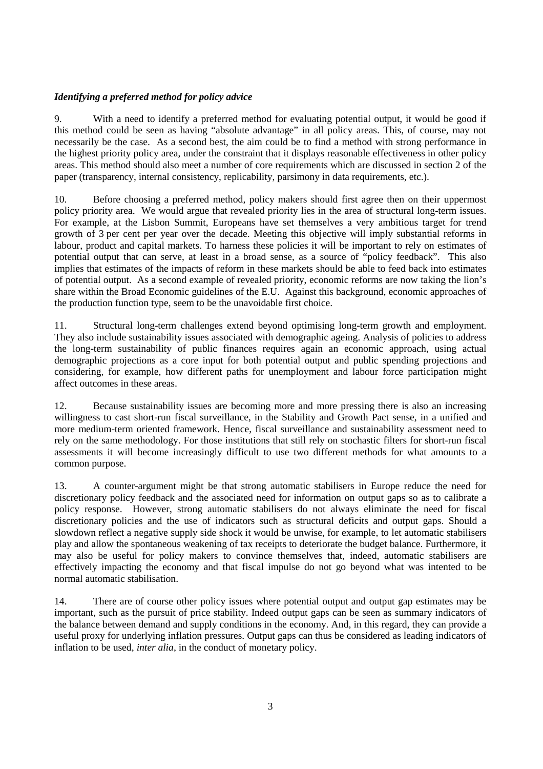### *Identifying a preferred method for policy advice*

9. With a need to identify a preferred method for evaluating potential output, it would be good if this method could be seen as having "absolute advantage" in all policy areas. This, of course, may not necessarily be the case. As a second best, the aim could be to find a method with strong performance in the highest priority policy area, under the constraint that it displays reasonable effectiveness in other policy areas. This method should also meet a number of core requirements which are discussed in section 2 of the paper (transparency, internal consistency, replicability, parsimony in data requirements, etc.).

10. Before choosing a preferred method, policy makers should first agree then on their uppermost policy priority area. We would argue that revealed priority lies in the area of structural long-term issues. For example, at the Lisbon Summit, Europeans have set themselves a very ambitious target for trend growth of 3 per cent per year over the decade. Meeting this objective will imply substantial reforms in labour, product and capital markets. To harness these policies it will be important to rely on estimates of potential output that can serve, at least in a broad sense, as a source of "policy feedback". This also implies that estimates of the impacts of reform in these markets should be able to feed back into estimates of potential output. As a second example of revealed priority, economic reforms are now taking the lion's share within the Broad Economic guidelines of the E.U. Against this background, economic approaches of the production function type, seem to be the unavoidable first choice.

11. Structural long-term challenges extend beyond optimising long-term growth and employment. They also include sustainability issues associated with demographic ageing. Analysis of policies to address the long-term sustainability of public finances requires again an economic approach, using actual demographic projections as a core input for both potential output and public spending projections and considering, for example, how different paths for unemployment and labour force participation might affect outcomes in these areas.

12. Because sustainability issues are becoming more and more pressing there is also an increasing willingness to cast short-run fiscal surveillance, in the Stability and Growth Pact sense, in a unified and more medium-term oriented framework. Hence, fiscal surveillance and sustainability assessment need to rely on the same methodology. For those institutions that still rely on stochastic filters for short-run fiscal assessments it will become increasingly difficult to use two different methods for what amounts to a common purpose.

13. A counter-argument might be that strong automatic stabilisers in Europe reduce the need for discretionary policy feedback and the associated need for information on output gaps so as to calibrate a policy response. However, strong automatic stabilisers do not always eliminate the need for fiscal discretionary policies and the use of indicators such as structural deficits and output gaps. Should a slowdown reflect a negative supply side shock it would be unwise, for example, to let automatic stabilisers play and allow the spontaneous weakening of tax receipts to deteriorate the budget balance. Furthermore, it may also be useful for policy makers to convince themselves that, indeed, automatic stabilisers are effectively impacting the economy and that fiscal impulse do not go beyond what was intented to be normal automatic stabilisation.

14. There are of course other policy issues where potential output and output gap estimates may be important, such as the pursuit of price stability. Indeed output gaps can be seen as summary indicators of the balance between demand and supply conditions in the economy. And, in this regard, they can provide a useful proxy for underlying inflation pressures. Output gaps can thus be considered as leading indicators of inflation to be used, *inter alia*, in the conduct of monetary policy.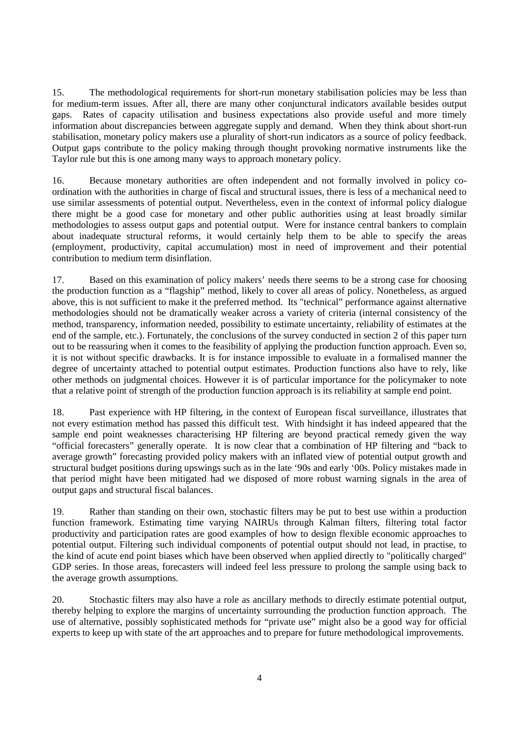15. The methodological requirements for short-run monetary stabilisation policies may be less than for medium-term issues. After all, there are many other conjunctural indicators available besides output gaps. Rates of capacity utilisation and business expectations also provide useful and more timely information about discrepancies between aggregate supply and demand. When they think about short-run stabilisation, monetary policy makers use a plurality of short-run indicators as a source of policy feedback. Output gaps contribute to the policy making through thought provoking normative instruments like the Taylor rule but this is one among many ways to approach monetary policy.

16. Because monetary authorities are often independent and not formally involved in policy co-ordination with the authorities in charge of fiscal and structural issues, there is less of a mechanical need to use similar assessments of potential output. Nevertheless, even in the context of informal policy dialogue there might be a good case for monetary and other public authorities using at least broadly similar methodologies to assess output gaps and potential output. Were for instance central bankers to complain about inadequate structural reforms, it would certainly help them to be able to specify the areas (employment, productivity, capital accumulation) most in need of improvement and their potential contribution to medium term disinflation.

17. Based on this examination of policy makers' needs there seems to be a strong case for choosing the production function as a "flagship" method, likely to cover all areas of policy. Nonetheless, as argued above, this is not sufficient to make it the preferred method. Its "technical" performance against alternative methodologies should not be dramatically weaker across a variety of criteria (internal consistency of the method, transparency, information needed, possibility to estimate uncertainty, reliability of estimates at the end of the sample, etc.). Fortunately, the conclusions of the survey conducted in section 2 of this paper turn out to be reassuring when it comes to the feasibility of applying the production function approach. Even so, it is not without specific drawbacks. It is for instance impossible to evaluate in a formalised manner the degree of uncertainty attached to potential output estimates. Production functions also have to rely, like other methods on judgmental choices. However it is of particular importance for the policymaker to note that a relative point of strength of the production function approach is its reliability at sample end point.

18. Past experience with HP filtering, in the context of European fiscal surveillance, illustrates that not every estimation method has passed this difficult test. With hindsight it has indeed appeared that the sample end point weaknesses characterising HP filtering are beyond practical remedy given the way "official forecasters" generally operate. It is now clear that a combination of HP filtering and "back to average growth" forecasting provided policy makers with an inflated view of potential output growth and structural budget positions during upswings such as in the late '90s and early '00s. Policy mistakes made in that period might have been mitigated had we disposed of more robust warning signals in the area of output gaps and structural fiscal balances.

19. Rather than standing on their own, stochastic filters may be put to best use within a production function framework. Estimating time varying NAIRUs through Kalman filters, filtering total factor productivity and participation rates are good examples of how to design flexible economic approaches to potential output. Filtering such individual components of potential output should not lead, in practise, to the kind of acute end point biases which have been observed when applied directly to "politically charged" GDP series. In those areas, forecasters will indeed feel less pressure to prolong the sample using back to the average growth assumptions.

20. Stochastic filters may also have a role as ancillary methods to directly estimate potential output, thereby helping to explore the margins of uncertainty surrounding the production function approach. The use of alternative, possibly sophisticated methods for "private use" might also be a good way for official experts to keep up with state of the art approaches and to prepare for future methodological improvements.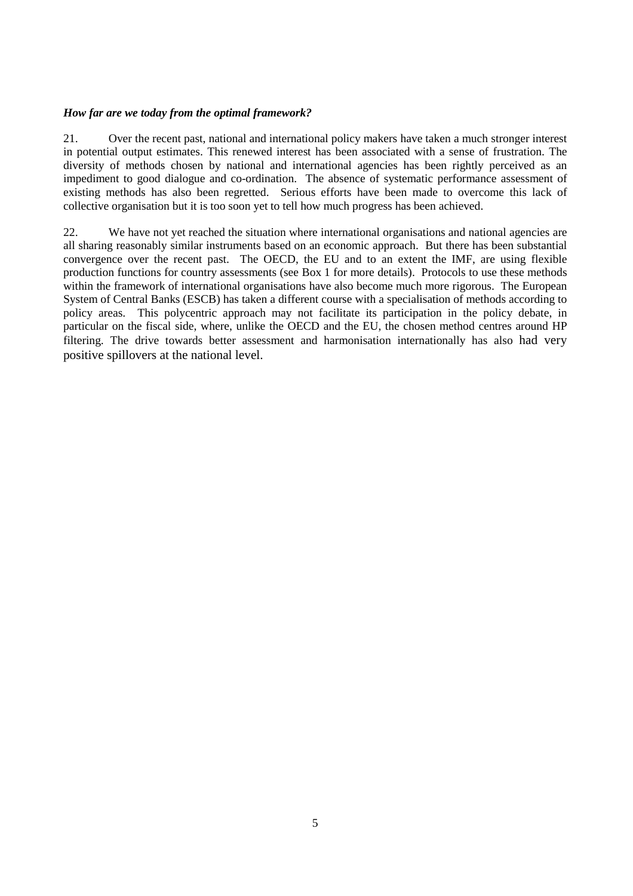***How far are we today from the optimal framework?***

21. Over the recent past, national and international policy makers have taken a much stronger interest in potential output estimates. This renewed interest has been associated with a sense of frustration. The diversity of methods chosen by national and international agencies has been rightly perceived as an impediment to good dialogue and co-ordination. The absence of systematic performance assessment of existing methods has also been regretted. Serious efforts have been made to overcome this lack of collective organisation but it is too soon yet to tell how much progress has been achieved.

22. We have not yet reached the situation where international organisations and national agencies are all sharing reasonably similar instruments based on an economic approach. But there has been substantial convergence over the recent past. The OECD, the EU and to an extent the IMF, are using flexible production functions for country assessments (see Box 1 for more details). Protocols to use these methods within the framework of international organisations have also become much more rigorous. The European System of Central Banks (ESCB) has taken a different course with a specialisation of methods according to policy areas. This polycentric approach may not facilitate its participation in the policy debate, in particular on the fiscal side, where, unlike the OECD and the EU, the chosen method centres around HP filtering. The drive towards better assessment and harmonisation internationally has also had very positive spillovers at the national level.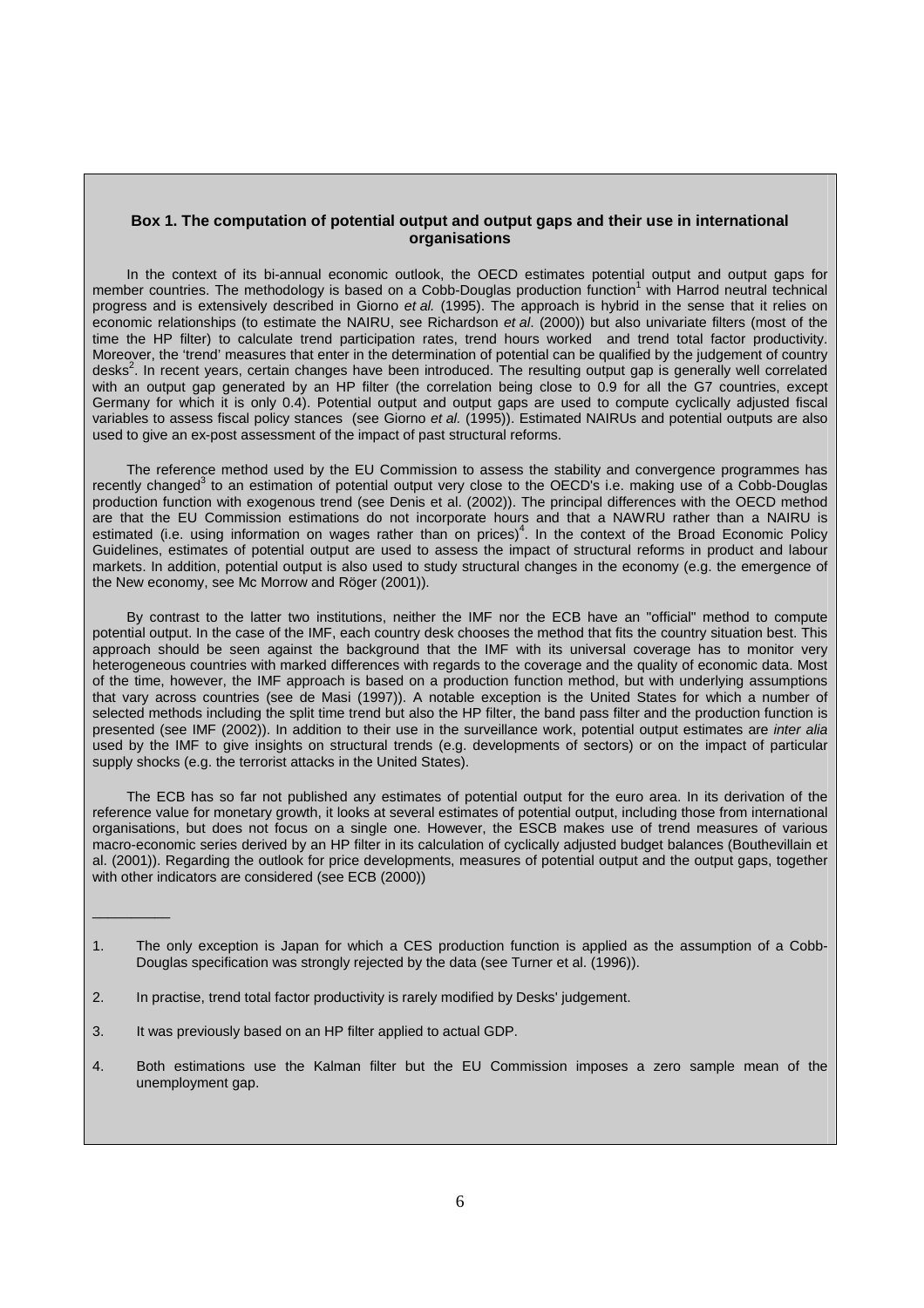**Box 1. The computation of potential output and output gaps and their use in international organisations**

In the context of its bi-annual economic outlook, the OECD estimates potential output and output gaps for member countries. The methodology is based on a Cobb-Douglas production function[1] with Harrod neutral technical progress and is extensively described in Giorno *et al.* (1995). The approach is hybrid in the sense that it relies on economic relationships (to estimate the NAIRU, see Richardson *et al*. (2000)) but also univariate filters (most of the time the HP filter) to calculate trend participation rates, trend hours worked and trend total factor productivity. Moreover, the 'trend' measures that enter in the determination of potential can be qualified by the judgement of country desks[2]. In recent years, certain changes have been introduced. The resulting output gap is generally well correlated with an output gap generated by an HP filter (the correlation being close to 0.9 for all the G7 countries, except Germany for which it is only 0.4). Potential output and output gaps are used to compute cyclically adjusted fiscal variables to assess fiscal policy stances (see Giorno *et al.* (1995)). Estimated NAIRUs and potential outputs are also used to give an ex-post assessment of the impact of past structural reforms.

The reference method used by the EU Commission to assess the stability and convergence programmes has recently changed[3] to an estimation of potential output very close to the OECD's i.e. making use of a Cobb-Douglas production function with exogenous trend (see Denis et al. (2002)). The principal differences with the OECD method are that the EU Commission estimations do not incorporate hours and that a NAWRU rather than a NAIRU is estimated (i.e. using information on wages rather than on prices)[4]. In the context of the Broad Economic Policy Guidelines, estimates of potential output are used to assess the impact of structural reforms in product and labour markets. In addition, potential output is also used to study structural changes in the economy (e.g. the emergence of the New economy, see Mc Morrow and Röger (2001)).

By contrast to the latter two institutions, neither the IMF nor the ECB have an "official" method to compute potential output. In the case of the IMF, each country desk chooses the method that fits the country situation best. This approach should be seen against the background that the IMF with its universal coverage has to monitor very heterogeneous countries with marked differences with regards to the coverage and the quality of economic data. Most of the time, however, the IMF approach is based on a production function method, but with underlying assumptions that vary across countries (see de Masi (1997)). A notable exception is the United States for which a number of selected methods including the split time trend but also the HP filter, the band pass filter and the production function is presented (see IMF (2002)). In addition to their use in the surveillance work, potential output estimates are *inter alia* used by the IMF to give insights on structural trends (e.g. developments of sectors) or on the impact of particular supply shocks (e.g. the terrorist attacks in the United States).

The ECB has so far not published any estimates of potential output for the euro area. In its derivation of the reference value for monetary growth, it looks at several estimates of potential output, including those from international organisations, but does not focus on a single one. However, the ESCB makes use of trend measures of various macro-economic series derived by an HP filter in its calculation of cyclically adjusted budget balances (Bouthevillain et al. (2001)). Regarding the outlook for price developments, measures of potential output and the output gaps, together with other indicators are considered (see ECB (2000))

__________

1. The only exception is Japan for which a CES production function is applied as the assumption of a Cobb-Douglas specification was strongly rejected by the data (see Turner et al. (1996)).

2. In practise, trend total factor productivity is rarely modified by Desks' judgement.

3. It was previously based on an HP filter applied to actual GDP.

4. Both estimations use the Kalman filter but the EU Commission imposes a zero sample mean of the unemployment gap.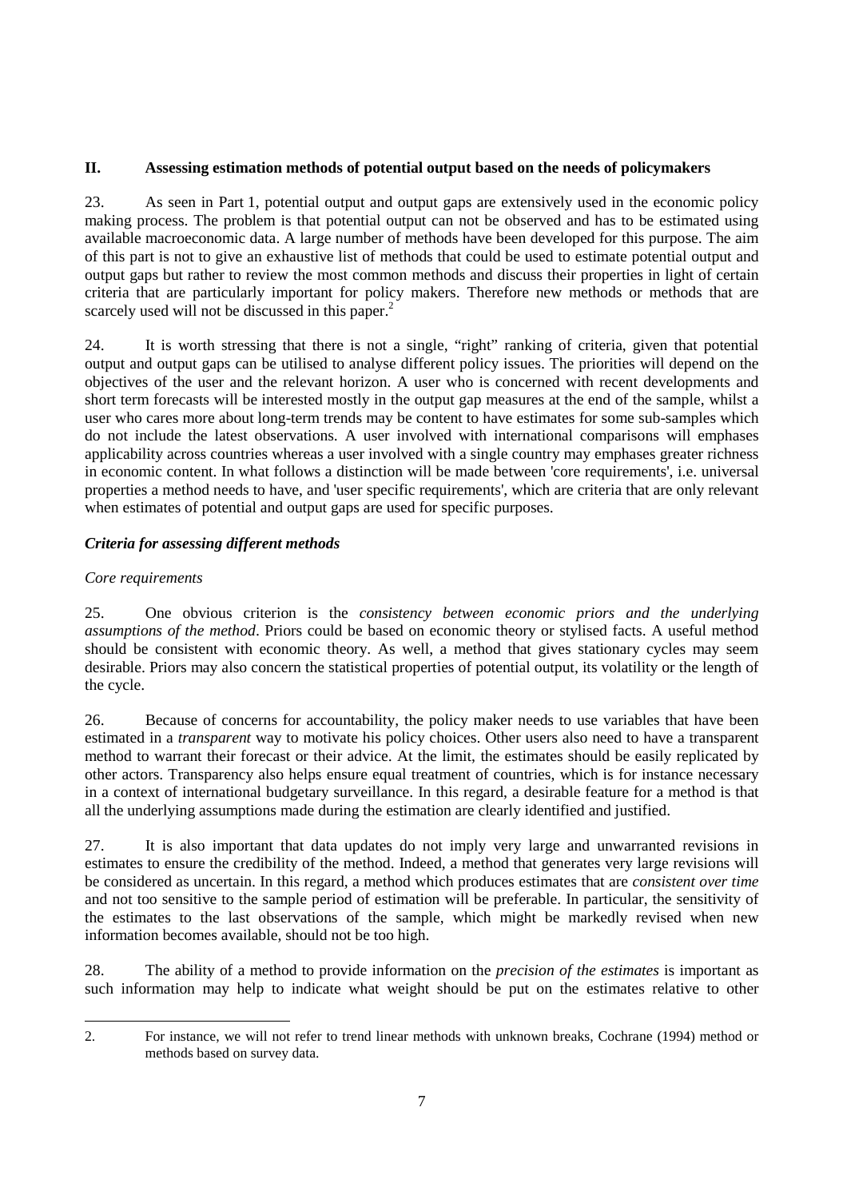## II. Assessing estimation methods of potential output based on the needs of policymakers

23. As seen in Part 1, potential output and output gaps are extensively used in the economic policy making process. The problem is that potential output can not be observed and has to be estimated using available macroeconomic data. A large number of methods have been developed for this purpose. The aim of this part is not to give an exhaustive list of methods that could be used to estimate potential output and output gaps but rather to review the most common methods and discuss their properties in light of certain criteria that are particularly important for policy makers. Therefore new methods or methods that are scarcely used will not be discussed in this paper.[2]

24. It is worth stressing that there is not a single, "right" ranking of criteria, given that potential output and output gaps can be utilised to analyse different policy issues. The priorities will depend on the objectives of the user and the relevant horizon. A user who is concerned with recent developments and short term forecasts will be interested mostly in the output gap measures at the end of the sample, whilst a user who cares more about long-term trends may be content to have estimates for some sub-samples which do not include the latest observations. A user involved with international comparisons will emphases applicability across countries whereas a user involved with a single country may emphases greater richness in economic content. In what follows a distinction will be made between 'core requirements', i.e. universal properties a method needs to have, and 'user specific requirements', which are criteria that are only relevant when estimates of potential and output gaps are used for specific purposes.

### *Criteria for assessing different methods*

#### *Core requirements*

25. One obvious criterion is the *consistency between economic priors and the underlying assumptions of the method*. Priors could be based on economic theory or stylised facts. A useful method should be consistent with economic theory. As well, a method that gives stationary cycles may seem desirable. Priors may also concern the statistical properties of potential output, its volatility or the length of the cycle.

26. Because of concerns for accountability, the policy maker needs to use variables that have been estimated in a *transparent* way to motivate his policy choices. Other users also need to have a transparent method to warrant their forecast or their advice. At the limit, the estimates should be easily replicated by other actors. Transparency also helps ensure equal treatment of countries, which is for instance necessary in a context of international budgetary surveillance. In this regard, a desirable feature for a method is that all the underlying assumptions made during the estimation are clearly identified and justified.

27. It is also important that data updates do not imply very large and unwarranted revisions in estimates to ensure the credibility of the method. Indeed, a method that generates very large revisions will be considered as uncertain. In this regard, a method which produces estimates that are *consistent over time* and not too sensitive to the sample period of estimation will be preferable. In particular, the sensitivity of the estimates to the last observations of the sample, which might be markedly revised when new information becomes available, should not be too high.

28. The ability of a method to provide information on the *precision of the estimates* is important as such information may help to indicate what weight should be put on the estimates relative to other

---

2. For instance, we will not refer to trend linear methods with unknown breaks, Cochrane (1994) method or methods based on survey data.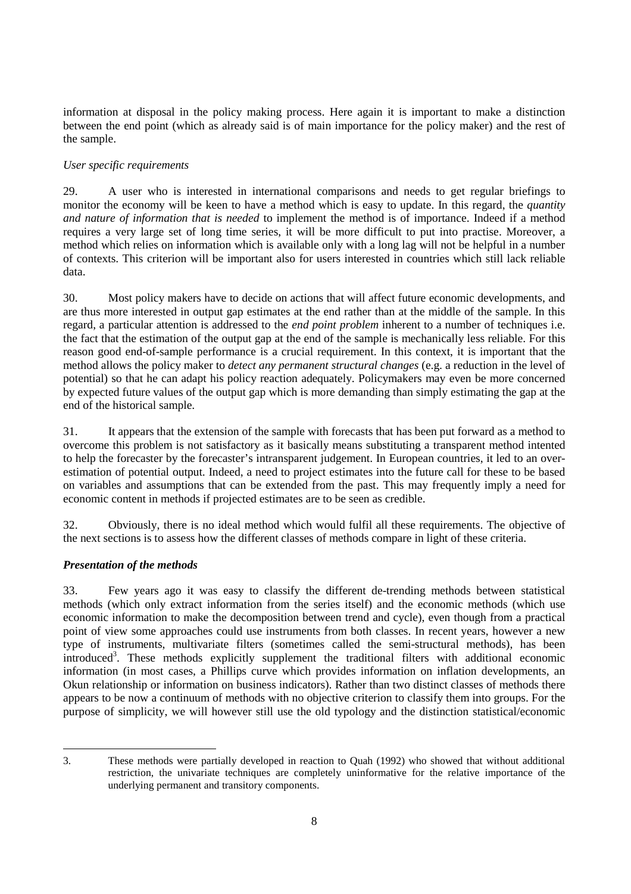information at disposal in the policy making process. Here again it is important to make a distinction between the end point (which as already said is of main importance for the policy maker) and the rest of the sample.

*User specific requirements*

29. A user who is interested in international comparisons and needs to get regular briefings to monitor the economy will be keen to have a method which is easy to update. In this regard, the *quantity and nature of information that is needed* to implement the method is of importance. Indeed if a method requires a very large set of long time series, it will be more difficult to put into practise. Moreover, a method which relies on information which is available only with a long lag will not be helpful in a number of contexts. This criterion will be important also for users interested in countries which still lack reliable data.

30. Most policy makers have to decide on actions that will affect future economic developments, and are thus more interested in output gap estimates at the end rather than at the middle of the sample. In this regard, a particular attention is addressed to the *end point problem* inherent to a number of techniques i.e. the fact that the estimation of the output gap at the end of the sample is mechanically less reliable. For this reason good end-of-sample performance is a crucial requirement. In this context, it is important that the method allows the policy maker to *detect any permanent structural changes* (e.g. a reduction in the level of potential) so that he can adapt his policy reaction adequately. Policymakers may even be more concerned by expected future values of the output gap which is more demanding than simply estimating the gap at the end of the historical sample.

31. It appears that the extension of the sample with forecasts that has been put forward as a method to overcome this problem is not satisfactory as it basically means substituting a transparent method intented to help the forecaster by the forecaster's intransparent judgement. In European countries, it led to an over-estimation of potential output. Indeed, a need to project estimates into the future call for these to be based on variables and assumptions that can be extended from the past. This may frequently imply a need for economic content in methods if projected estimates are to be seen as credible.

32. Obviously, there is no ideal method which would fulfil all these requirements. The objective of the next sections is to assess how the different classes of methods compare in light of these criteria.

### ***Presentation of the methods***

33. Few years ago it was easy to classify the different de-trending methods between statistical methods (which only extract information from the series itself) and the economic methods (which use economic information to make the decomposition between trend and cycle), even though from a practical point of view some approaches could use instruments from both classes. In recent years, however a new type of instruments, multivariate filters (sometimes called the semi-structural methods), has been introduced[3]. These methods explicitly supplement the traditional filters with additional economic information (in most cases, a Phillips curve which provides information on inflation developments, an Okun relationship or information on business indicators). Rather than two distinct classes of methods there appears to be now a continuum of methods with no objective criterion to classify them into groups. For the purpose of simplicity, we will however still use the old typology and the distinction statistical/economic

---

3. These methods were partially developed in reaction to Quah (1992) who showed that without additional restriction, the univariate techniques are completely uninformative for the relative importance of the underlying permanent and transitory components.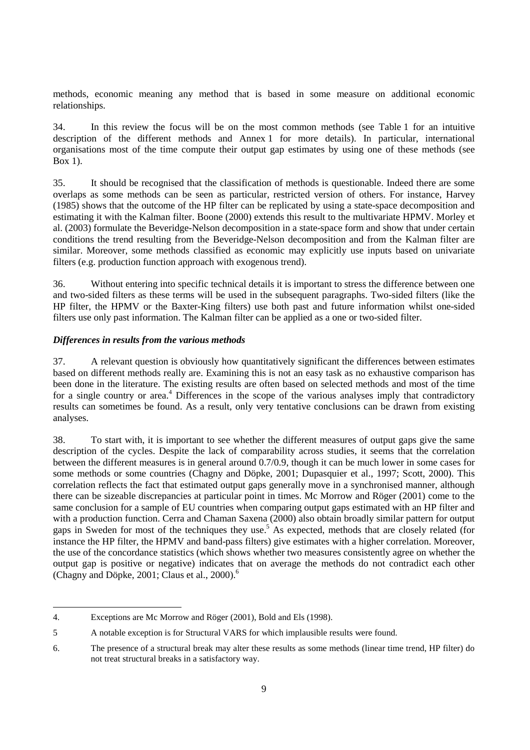methods, economic meaning any method that is based in some measure on additional economic relationships.

34. In this review the focus will be on the most common methods (see Table 1 for an intuitive description of the different methods and Annex 1 for more details). In particular, international organisations most of the time compute their output gap estimates by using one of these methods (see Box 1).

35. It should be recognised that the classification of methods is questionable. Indeed there are some overlaps as some methods can be seen as particular, restricted version of others. For instance, Harvey (1985) shows that the outcome of the HP filter can be replicated by using a state-space decomposition and estimating it with the Kalman filter. Boone (2000) extends this result to the multivariate HPMV. Morley et al. (2003) formulate the Beveridge-Nelson decomposition in a state-space form and show that under certain conditions the trend resulting from the Beveridge-Nelson decomposition and from the Kalman filter are similar. Moreover, some methods classified as economic may explicitly use inputs based on univariate filters (e.g. production function approach with exogenous trend).

36. Without entering into specific technical details it is important to stress the difference between one and two-sided filters as these terms will be used in the subsequent paragraphs. Two-sided filters (like the HP filter, the HPMV or the Baxter-King filters) use both past and future information whilst one-sided filters use only past information. The Kalman filter can be applied as a one or two-sided filter.

***Differences in results from the various methods***

37. A relevant question is obviously how quantitatively significant the differences between estimates based on different methods really are. Examining this is not an easy task as no exhaustive comparison has been done in the literature. The existing results are often based on selected methods and most of the time for a single country or area.[4] Differences in the scope of the various analyses imply that contradictory results can sometimes be found. As a result, only very tentative conclusions can be drawn from existing analyses.

38. To start with, it is important to see whether the different measures of output gaps give the same description of the cycles. Despite the lack of comparability across studies, it seems that the correlation between the different measures is in general around 0.7/0.9, though it can be much lower in some cases for some methods or some countries (Chagny and Döpke, 2001; Dupasquier et al., 1997; Scott, 2000). This correlation reflects the fact that estimated output gaps generally move in a synchronised manner, although there can be sizeable discrepancies at particular point in times. Mc Morrow and Röger (2001) come to the same conclusion for a sample of EU countries when comparing output gaps estimated with an HP filter and with a production function. Cerra and Chaman Saxena (2000) also obtain broadly similar pattern for output gaps in Sweden for most of the techniques they use.[5] As expected, methods that are closely related (for instance the HP filter, the HPMV and band-pass filters) give estimates with a higher correlation. Moreover, the use of the concordance statistics (which shows whether two measures consistently agree on whether the output gap is positive or negative) indicates that on average the methods do not contradict each other (Chagny and Döpke, 2001; Claus et al., 2000).[6]

4. Exceptions are Mc Morrow and Röger (2001), Bold and Els (1998).

5 A notable exception is for Structural VARS for which implausible results were found.

6. The presence of a structural break may alter these results as some methods (linear time trend, HP filter) do not treat structural breaks in a satisfactory way.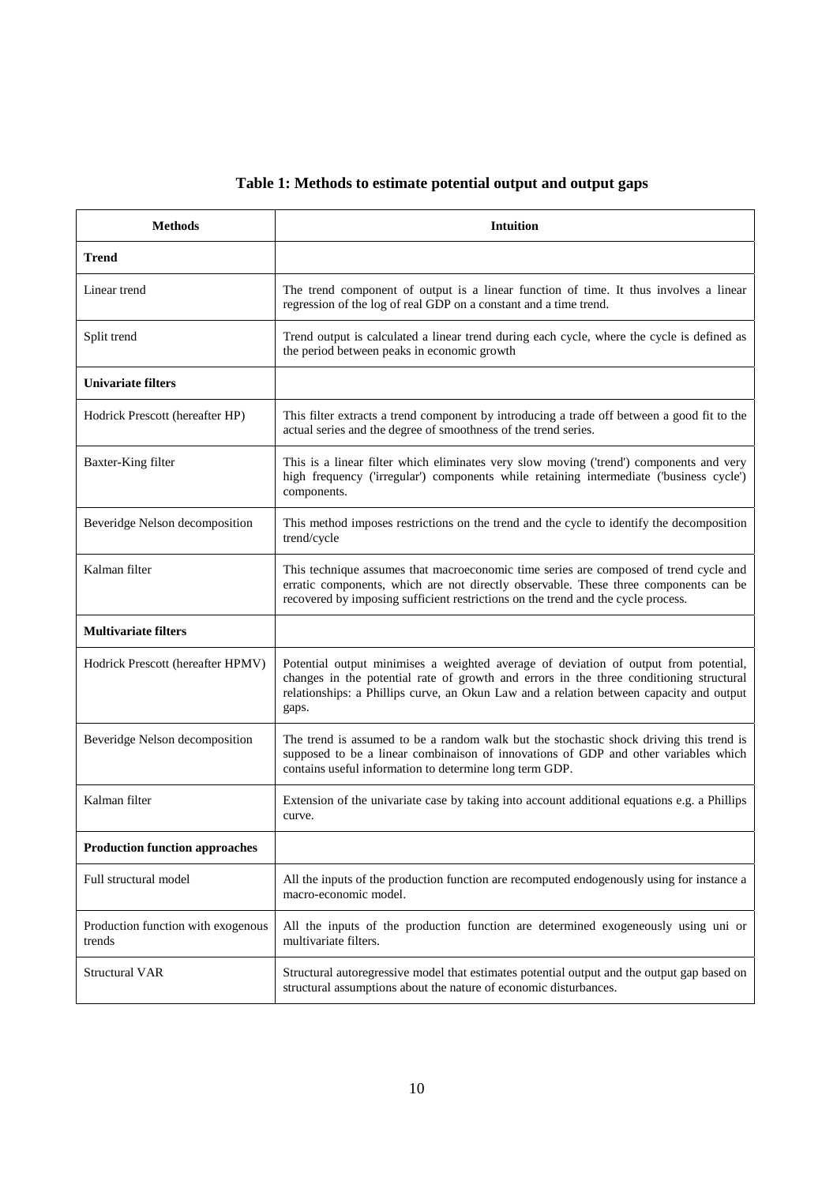**Table 1: Methods to estimate potential output and output gaps**

| Methods | Intuition |
|---|---|
| **Trend** | |
| Linear trend | The trend component of output is a linear function of time. It thus involves a linear regression of the log of real GDP on a constant and a time trend. |
| Split trend | Trend output is calculated a linear trend during each cycle, where the cycle is defined as the period between peaks in economic growth |
| **Univariate filters** | |
| Hodrick Prescott (hereafter HP) | This filter extracts a trend component by introducing a trade off between a good fit to the actual series and the degree of smoothness of the trend series. |
| Baxter-King filter | This is a linear filter which eliminates very slow moving ('trend') components and very high frequency ('irregular') components while retaining intermediate ('business cycle') components. |
| Beveridge Nelson decomposition | This method imposes restrictions on the trend and the cycle to identify the decomposition trend/cycle |
| Kalman filter | This technique assumes that macroeconomic time series are composed of trend cycle and erratic components, which are not directly observable. These three components can be recovered by imposing sufficient restrictions on the trend and the cycle process. |
| **Multivariate filters** | |
| Hodrick Prescott (hereafter HPMV) | Potential output minimises a weighted average of deviation of output from potential, changes in the potential rate of growth and errors in the three conditioning structural relationships: a Phillips curve, an Okun Law and a relation between capacity and output gaps. |
| Beveridge Nelson decomposition | The trend is assumed to be a random walk but the stochastic shock driving this trend is supposed to be a linear combinaison of innovations of GDP and other variables which contains useful information to determine long term GDP. |
| Kalman filter | Extension of the univariate case by taking into account additional equations e.g. a Phillips curve. |
| **Production function approaches** | |
| Full structural model | All the inputs of the production function are recomputed endogenously using for instance a macro-economic model. |
| Production function with exogenous trends | All the inputs of the production function are determined exogeneously using uni or multivariate filters. |
| Structural VAR | Structural autoregressive model that estimates potential output and the output gap based on structural assumptions about the nature of economic disturbances. |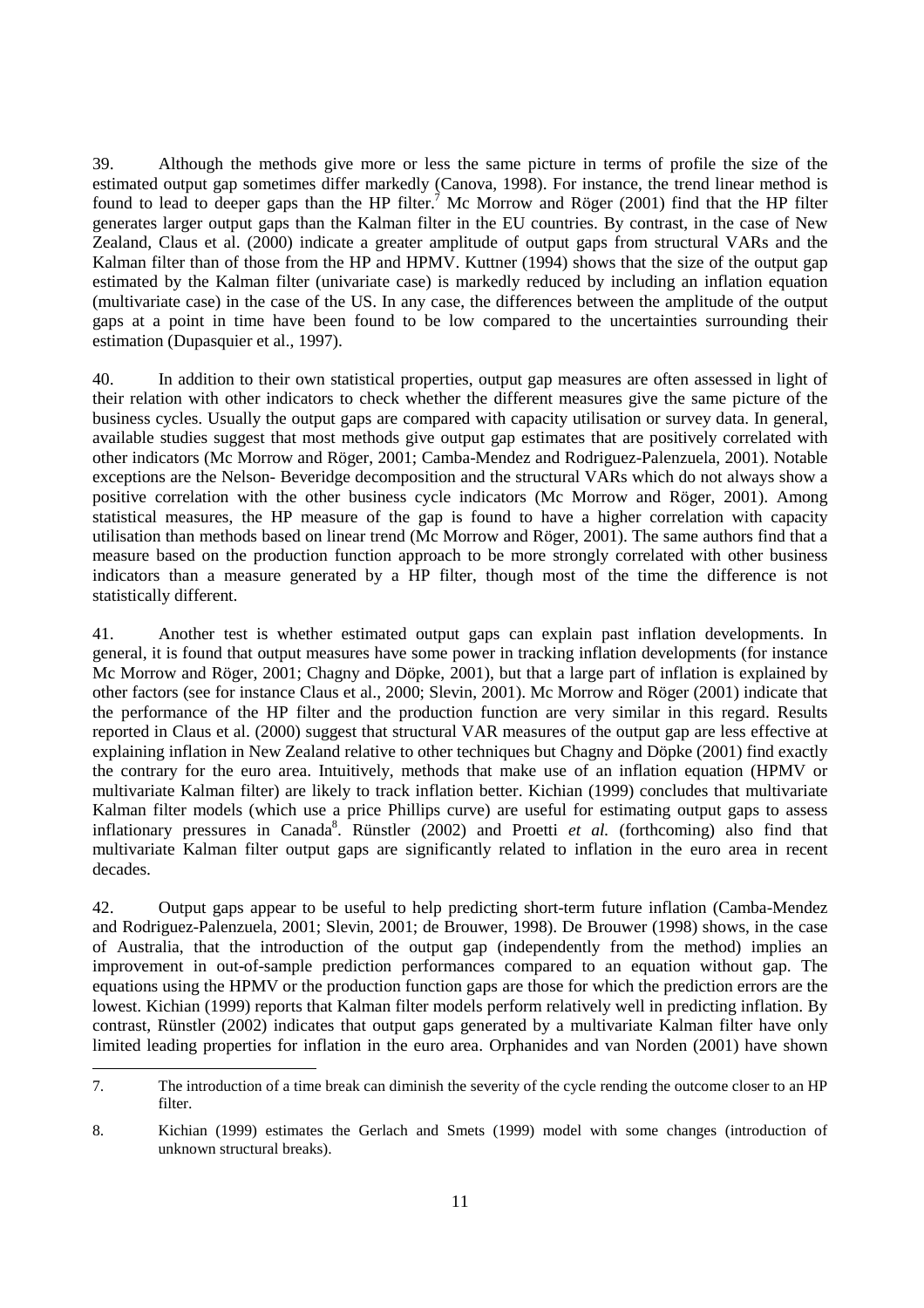39. Although the methods give more or less the same picture in terms of profile the size of the estimated output gap sometimes differ markedly (Canova, 1998). For instance, the trend linear method is found to lead to deeper gaps than the HP filter.[7] Mc Morrow and Röger (2001) find that the HP filter generates larger output gaps than the Kalman filter in the EU countries. By contrast, in the case of New Zealand, Claus et al. (2000) indicate a greater amplitude of output gaps from structural VARs and the Kalman filter than of those from the HP and HPMV. Kuttner (1994) shows that the size of the output gap estimated by the Kalman filter (univariate case) is markedly reduced by including an inflation equation (multivariate case) in the case of the US. In any case, the differences between the amplitude of the output gaps at a point in time have been found to be low compared to the uncertainties surrounding their estimation (Dupasquier et al., 1997).

40. In addition to their own statistical properties, output gap measures are often assessed in light of their relation with other indicators to check whether the different measures give the same picture of the business cycles. Usually the output gaps are compared with capacity utilisation or survey data. In general, available studies suggest that most methods give output gap estimates that are positively correlated with other indicators (Mc Morrow and Röger, 2001; Camba-Mendez and Rodriguez-Palenzuela, 2001). Notable exceptions are the Nelson- Beveridge decomposition and the structural VARs which do not always show a positive correlation with the other business cycle indicators (Mc Morrow and Röger, 2001). Among statistical measures, the HP measure of the gap is found to have a higher correlation with capacity utilisation than methods based on linear trend (Mc Morrow and Röger, 2001). The same authors find that a measure based on the production function approach to be more strongly correlated with other business indicators than a measure generated by a HP filter, though most of the time the difference is not statistically different.

41. Another test is whether estimated output gaps can explain past inflation developments. In general, it is found that output measures have some power in tracking inflation developments (for instance Mc Morrow and Röger, 2001; Chagny and Döpke, 2001), but that a large part of inflation is explained by other factors (see for instance Claus et al., 2000; Slevin, 2001). Mc Morrow and Röger (2001) indicate that the performance of the HP filter and the production function are very similar in this regard. Results reported in Claus et al. (2000) suggest that structural VAR measures of the output gap are less effective at explaining inflation in New Zealand relative to other techniques but Chagny and Döpke (2001) find exactly the contrary for the euro area. Intuitively, methods that make use of an inflation equation (HPMV or multivariate Kalman filter) are likely to track inflation better. Kichian (1999) concludes that multivariate Kalman filter models (which use a price Phillips curve) are useful for estimating output gaps to assess inflationary pressures in Canada[8]. Rünstler (2002) and Proetti *et al.* (forthcoming) also find that multivariate Kalman filter output gaps are significantly related to inflation in the euro area in recent decades.

42. Output gaps appear to be useful to help predicting short-term future inflation (Camba-Mendez and Rodriguez-Palenzuela, 2001; Slevin, 2001; de Brouwer, 1998). De Brouwer (1998) shows, in the case of Australia, that the introduction of the output gap (independently from the method) implies an improvement in out-of-sample prediction performances compared to an equation without gap. The equations using the HPMV or the production function gaps are those for which the prediction errors are the lowest. Kichian (1999) reports that Kalman filter models perform relatively well in predicting inflation. By contrast, Rünstler (2002) indicates that output gaps generated by a multivariate Kalman filter have only limited leading properties for inflation in the euro area. Orphanides and van Norden (2001) have shown

7. The introduction of a time break can diminish the severity of the cycle rending the outcome closer to an HP filter.

8. Kichian (1999) estimates the Gerlach and Smets (1999) model with some changes (introduction of unknown structural breaks).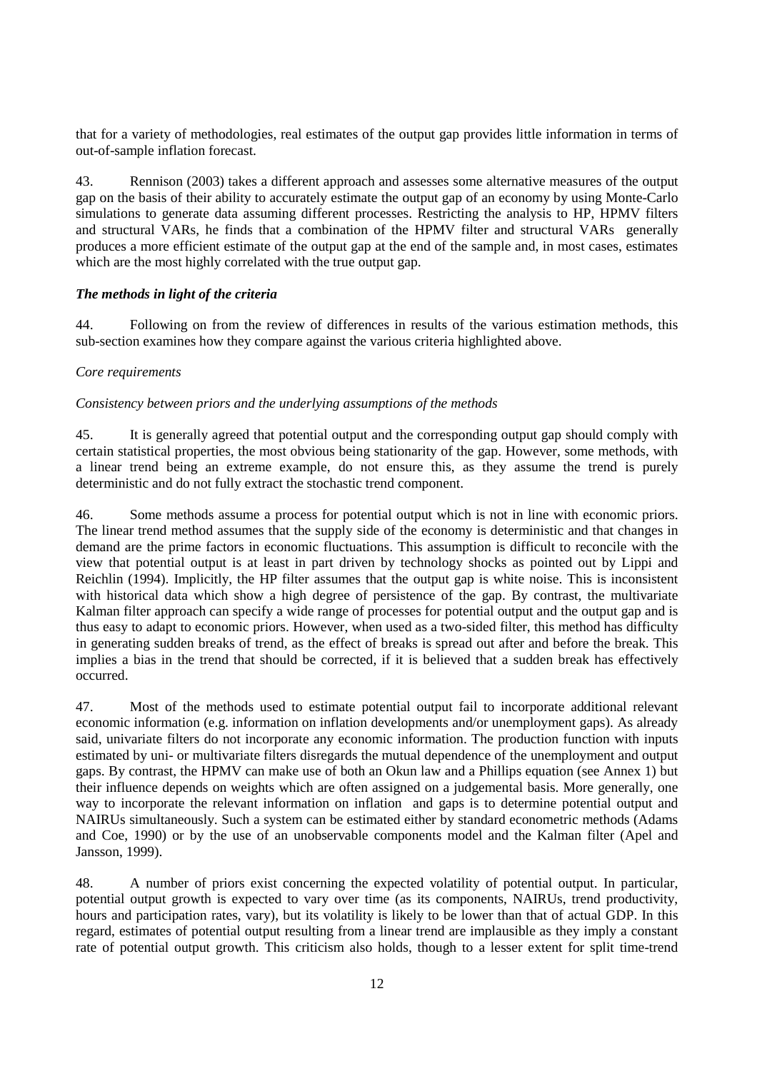that for a variety of methodologies, real estimates of the output gap provides little information in terms of out-of-sample inflation forecast.

43. Rennison (2003) takes a different approach and assesses some alternative measures of the output gap on the basis of their ability to accurately estimate the output gap of an economy by using Monte-Carlo simulations to generate data assuming different processes. Restricting the analysis to HP, HPMV filters and structural VARs, he finds that a combination of the HPMV filter and structural VARs generally produces a more efficient estimate of the output gap at the end of the sample and, in most cases, estimates which are the most highly correlated with the true output gap.

### *The methods in light of the criteria*

44. Following on from the review of differences in results of the various estimation methods, this sub-section examines how they compare against the various criteria highlighted above.

*Core requirements*

*Consistency between priors and the underlying assumptions of the methods*

45. It is generally agreed that potential output and the corresponding output gap should comply with certain statistical properties, the most obvious being stationarity of the gap. However, some methods, with a linear trend being an extreme example, do not ensure this, as they assume the trend is purely deterministic and do not fully extract the stochastic trend component.

46. Some methods assume a process for potential output which is not in line with economic priors. The linear trend method assumes that the supply side of the economy is deterministic and that changes in demand are the prime factors in economic fluctuations. This assumption is difficult to reconcile with the view that potential output is at least in part driven by technology shocks as pointed out by Lippi and Reichlin (1994). Implicitly, the HP filter assumes that the output gap is white noise. This is inconsistent with historical data which show a high degree of persistence of the gap. By contrast, the multivariate Kalman filter approach can specify a wide range of processes for potential output and the output gap and is thus easy to adapt to economic priors. However, when used as a two-sided filter, this method has difficulty in generating sudden breaks of trend, as the effect of breaks is spread out after and before the break. This implies a bias in the trend that should be corrected, if it is believed that a sudden break has effectively occurred.

47. Most of the methods used to estimate potential output fail to incorporate additional relevant economic information (e.g. information on inflation developments and/or unemployment gaps). As already said, univariate filters do not incorporate any economic information. The production function with inputs estimated by uni- or multivariate filters disregards the mutual dependence of the unemployment and output gaps. By contrast, the HPMV can make use of both an Okun law and a Phillips equation (see Annex 1) but their influence depends on weights which are often assigned on a judgemental basis. More generally, one way to incorporate the relevant information on inflation and gaps is to determine potential output and NAIRUs simultaneously. Such a system can be estimated either by standard econometric methods (Adams and Coe, 1990) or by the use of an unobservable components model and the Kalman filter (Apel and Jansson, 1999).

48. A number of priors exist concerning the expected volatility of potential output. In particular, potential output growth is expected to vary over time (as its components, NAIRUs, trend productivity, hours and participation rates, vary), but its volatility is likely to be lower than that of actual GDP. In this regard, estimates of potential output resulting from a linear trend are implausible as they imply a constant rate of potential output growth. This criticism also holds, though to a lesser extent for split time-trend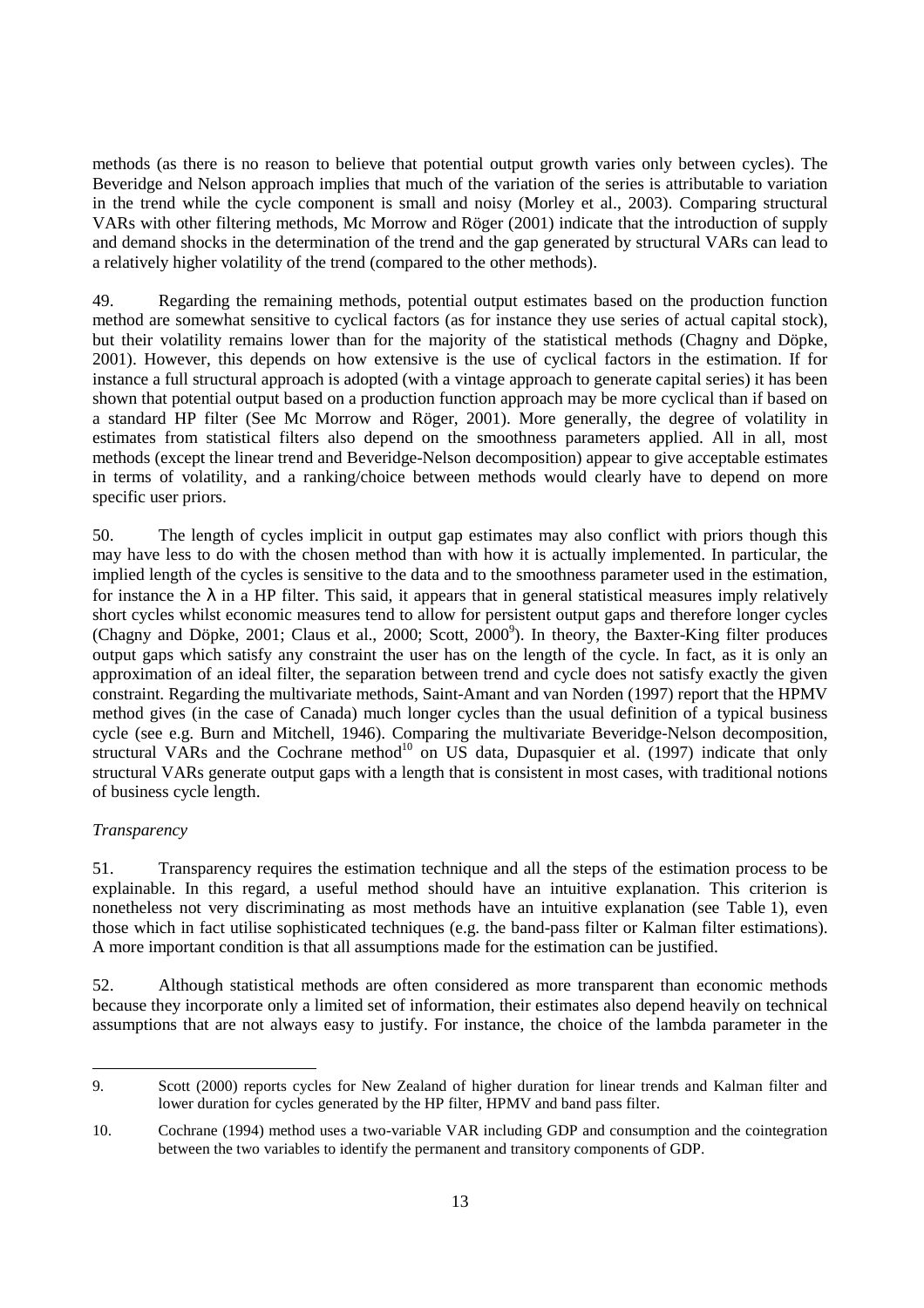methods (as there is no reason to believe that potential output growth varies only between cycles). The Beveridge and Nelson approach implies that much of the variation of the series is attributable to variation in the trend while the cycle component is small and noisy (Morley et al., 2003). Comparing structural VARs with other filtering methods, Mc Morrow and Röger (2001) indicate that the introduction of supply and demand shocks in the determination of the trend and the gap generated by structural VARs can lead to a relatively higher volatility of the trend (compared to the other methods).

49. Regarding the remaining methods, potential output estimates based on the production function method are somewhat sensitive to cyclical factors (as for instance they use series of actual capital stock), but their volatility remains lower than for the majority of the statistical methods (Chagny and Döpke, 2001). However, this depends on how extensive is the use of cyclical factors in the estimation. If for instance a full structural approach is adopted (with a vintage approach to generate capital series) it has been shown that potential output based on a production function approach may be more cyclical than if based on a standard HP filter (See Mc Morrow and Röger, 2001). More generally, the degree of volatility in estimates from statistical filters also depend on the smoothness parameters applied. All in all, most methods (except the linear trend and Beveridge-Nelson decomposition) appear to give acceptable estimates in terms of volatility, and a ranking/choice between methods would clearly have to depend on more specific user priors.

50. The length of cycles implicit in output gap estimates may also conflict with priors though this may have less to do with the chosen method than with how it is actually implemented. In particular, the implied length of the cycles is sensitive to the data and to the smoothness parameter used in the estimation, for instance the $\lambda$ in a HP filter. This said, it appears that in general statistical measures imply relatively short cycles whilst economic measures tend to allow for persistent output gaps and therefore longer cycles (Chagny and Döpke, 2001; Claus et al., 2000; Scott, 2000[9]). In theory, the Baxter-King filter produces output gaps which satisfy any constraint the user has on the length of the cycle. In fact, as it is only an approximation of an ideal filter, the separation between trend and cycle does not satisfy exactly the given constraint. Regarding the multivariate methods, Saint-Amant and van Norden (1997) report that the HPMV method gives (in the case of Canada) much longer cycles than the usual definition of a typical business cycle (see e.g. Burn and Mitchell, 1946). Comparing the multivariate Beveridge-Nelson decomposition, structural VARs and the Cochrane method[10] on US data, Dupasquier et al. (1997) indicate that only structural VARs generate output gaps with a length that is consistent in most cases, with traditional notions of business cycle length.

*Transparency*

51. Transparency requires the estimation technique and all the steps of the estimation process to be explainable. In this regard, a useful method should have an intuitive explanation. This criterion is nonetheless not very discriminating as most methods have an intuitive explanation (see Table 1), even those which in fact utilise sophisticated techniques (e.g. the band-pass filter or Kalman filter estimations). A more important condition is that all assumptions made for the estimation can be justified.

52. Although statistical methods are often considered as more transparent than economic methods because they incorporate only a limited set of information, their estimates also depend heavily on technical assumptions that are not always easy to justify. For instance, the choice of the lambda parameter in the

---

9. Scott (2000) reports cycles for New Zealand of higher duration for linear trends and Kalman filter and lower duration for cycles generated by the HP filter, HPMV and band pass filter.

10. Cochrane (1994) method uses a two-variable VAR including GDP and consumption and the cointegration between the two variables to identify the permanent and transitory components of GDP.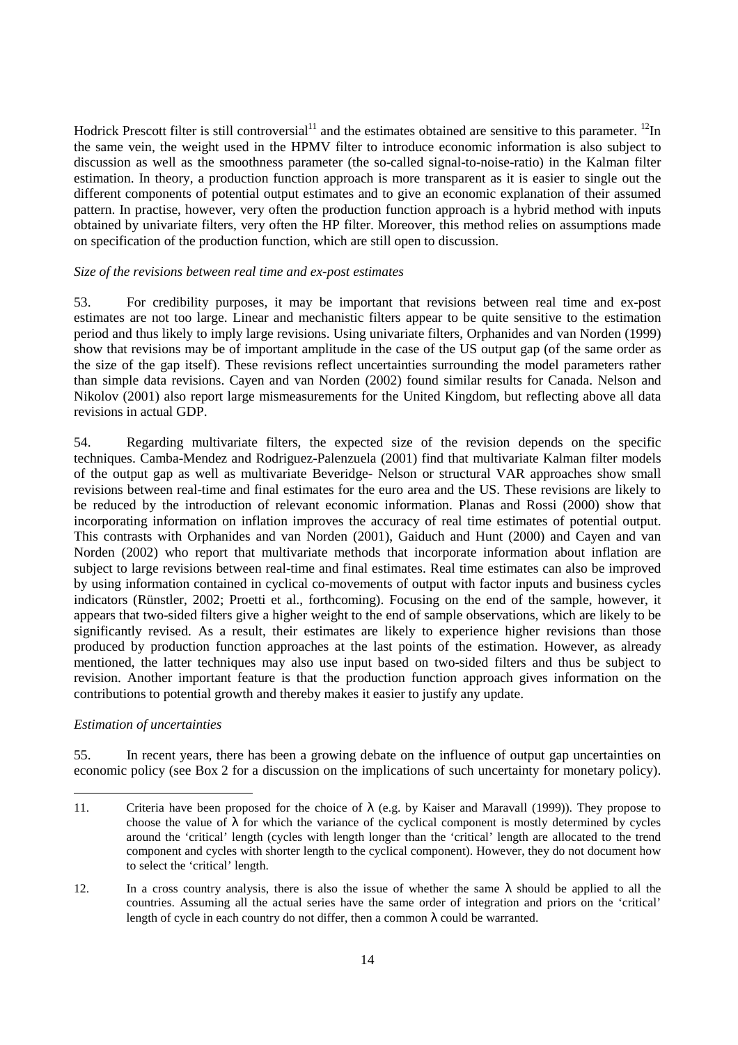Hodrick Prescott filter is still controversial[11] and the estimates obtained are sensitive to this parameter. [12]In the same vein, the weight used in the HPMV filter to introduce economic information is also subject to discussion as well as the smoothness parameter (the so-called signal-to-noise-ratio) in the Kalman filter estimation. In theory, a production function approach is more transparent as it is easier to single out the different components of potential output estimates and to give an economic explanation of their assumed pattern. In practise, however, very often the production function approach is a hybrid method with inputs obtained by univariate filters, very often the HP filter. Moreover, this method relies on assumptions made on specification of the production function, which are still open to discussion.

*Size of the revisions between real time and ex-post estimates*

53. For credibility purposes, it may be important that revisions between real time and ex-post estimates are not too large. Linear and mechanistic filters appear to be quite sensitive to the estimation period and thus likely to imply large revisions. Using univariate filters, Orphanides and van Norden (1999) show that revisions may be of important amplitude in the case of the US output gap (of the same order as the size of the gap itself). These revisions reflect uncertainties surrounding the model parameters rather than simple data revisions. Cayen and van Norden (2002) found similar results for Canada. Nelson and Nikolov (2001) also report large mismeasurements for the United Kingdom, but reflecting above all data revisions in actual GDP.

54. Regarding multivariate filters, the expected size of the revision depends on the specific techniques. Camba-Mendez and Rodriguez-Palenzuela (2001) find that multivariate Kalman filter models of the output gap as well as multivariate Beveridge- Nelson or structural VAR approaches show small revisions between real-time and final estimates for the euro area and the US. These revisions are likely to be reduced by the introduction of relevant economic information. Planas and Rossi (2000) show that incorporating information on inflation improves the accuracy of real time estimates of potential output. This contrasts with Orphanides and van Norden (2001), Gaiduch and Hunt (2000) and Cayen and van Norden (2002) who report that multivariate methods that incorporate information about inflation are subject to large revisions between real-time and final estimates. Real time estimates can also be improved by using information contained in cyclical co-movements of output with factor inputs and business cycles indicators (Rünstler, 2002; Proetti et al., forthcoming). Focusing on the end of the sample, however, it appears that two-sided filters give a higher weight to the end of sample observations, which are likely to be significantly revised. As a result, their estimates are likely to experience higher revisions than those produced by production function approaches at the last points of the estimation. However, as already mentioned, the latter techniques may also use input based on two-sided filters and thus be subject to revision. Another important feature is that the production function approach gives information on the contributions to potential growth and thereby makes it easier to justify any update.

*Estimation of uncertainties*

55. In recent years, there has been a growing debate on the influence of output gap uncertainties on economic policy (see Box 2 for a discussion on the implications of such uncertainty for monetary policy).

---

11. Criteria have been proposed for the choice of $\lambda$ (e.g. by Kaiser and Maravall (1999)). They propose to choose the value of $\lambda$ for which the variance of the cyclical component is mostly determined by cycles around the 'critical' length (cycles with length longer than the 'critical' length are allocated to the trend component and cycles with shorter length to the cyclical component). However, they do not document how to select the 'critical' length.

12. In a cross country analysis, there is also the issue of whether the same $\lambda$ should be applied to all the countries. Assuming all the actual series have the same order of integration and priors on the 'critical' length of cycle in each country do not differ, then a common $\lambda$ could be warranted.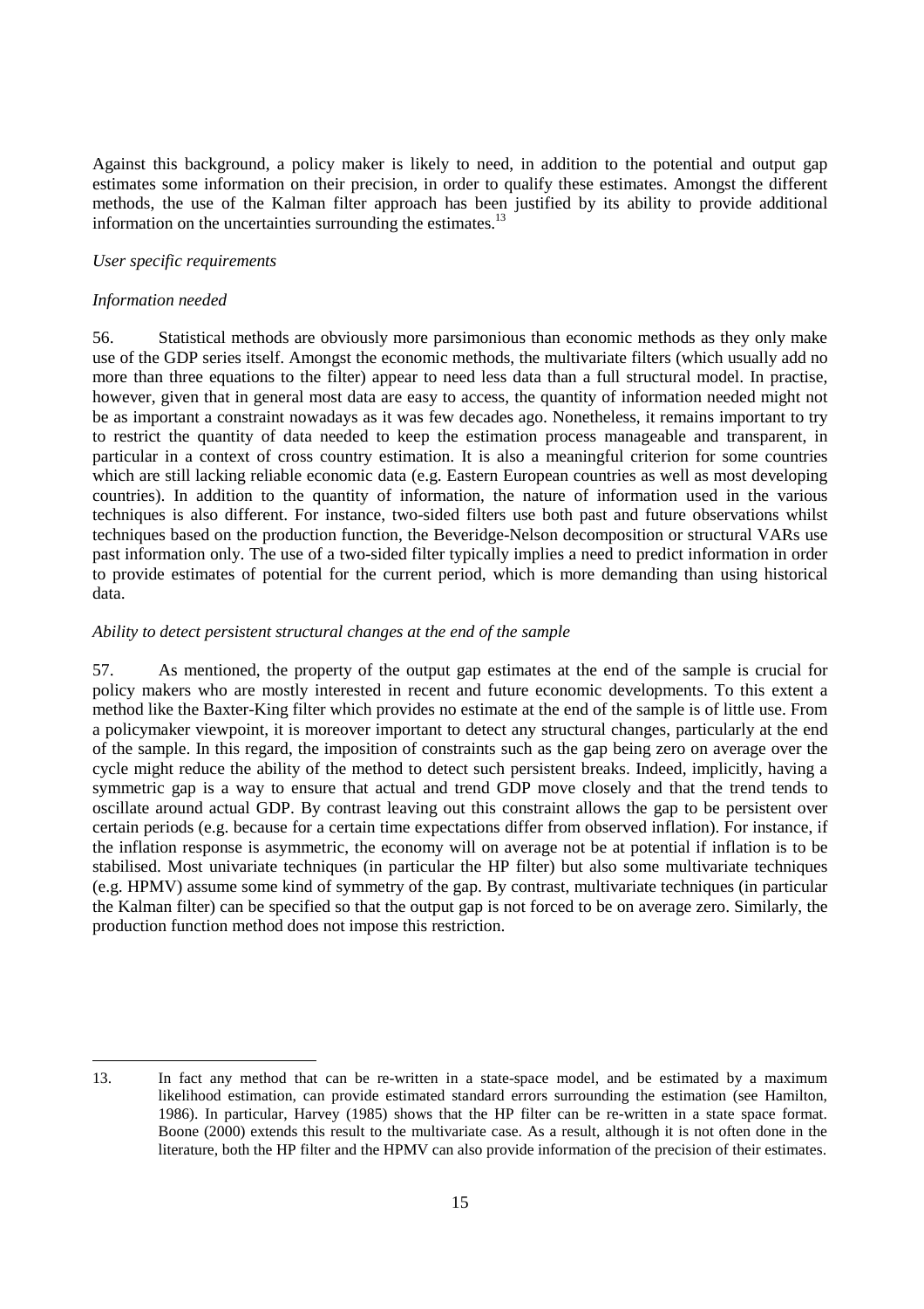Against this background, a policy maker is likely to need, in addition to the potential and output gap estimates some information on their precision, in order to qualify these estimates. Amongst the different methods, the use of the Kalman filter approach has been justified by its ability to provide additional information on the uncertainties surrounding the estimates.[13]

*User specific requirements*

*Information needed*

56. Statistical methods are obviously more parsimonious than economic methods as they only make use of the GDP series itself. Amongst the economic methods, the multivariate filters (which usually add no more than three equations to the filter) appear to need less data than a full structural model. In practise, however, given that in general most data are easy to access, the quantity of information needed might not be as important a constraint nowadays as it was few decades ago. Nonetheless, it remains important to try to restrict the quantity of data needed to keep the estimation process manageable and transparent, in particular in a context of cross country estimation. It is also a meaningful criterion for some countries which are still lacking reliable economic data (e.g. Eastern European countries as well as most developing countries). In addition to the quantity of information, the nature of information used in the various techniques is also different. For instance, two-sided filters use both past and future observations whilst techniques based on the production function, the Beveridge-Nelson decomposition or structural VARs use past information only. The use of a two-sided filter typically implies a need to predict information in order to provide estimates of potential for the current period, which is more demanding than using historical data.

*Ability to detect persistent structural changes at the end of the sample*

57. As mentioned, the property of the output gap estimates at the end of the sample is crucial for policy makers who are mostly interested in recent and future economic developments. To this extent a method like the Baxter-King filter which provides no estimate at the end of the sample is of little use. From a policymaker viewpoint, it is moreover important to detect any structural changes, particularly at the end of the sample. In this regard, the imposition of constraints such as the gap being zero on average over the cycle might reduce the ability of the method to detect such persistent breaks. Indeed, implicitly, having a symmetric gap is a way to ensure that actual and trend GDP move closely and that the trend tends to oscillate around actual GDP. By contrast leaving out this constraint allows the gap to be persistent over certain periods (e.g. because for a certain time expectations differ from observed inflation). For instance, if the inflation response is asymmetric, the economy will on average not be at potential if inflation is to be stabilised. Most univariate techniques (in particular the HP filter) but also some multivariate techniques (e.g. HPMV) assume some kind of symmetry of the gap. By contrast, multivariate techniques (in particular the Kalman filter) can be specified so that the output gap is not forced to be on average zero. Similarly, the production function method does not impose this restriction.

---

13. In fact any method that can be re-written in a state-space model, and be estimated by a maximum likelihood estimation, can provide estimated standard errors surrounding the estimation (see Hamilton, 1986). In particular, Harvey (1985) shows that the HP filter can be re-written in a state space format. Boone (2000) extends this result to the multivariate case. As a result, although it is not often done in the literature, both the HP filter and the HPMV can also provide information of the precision of their estimates.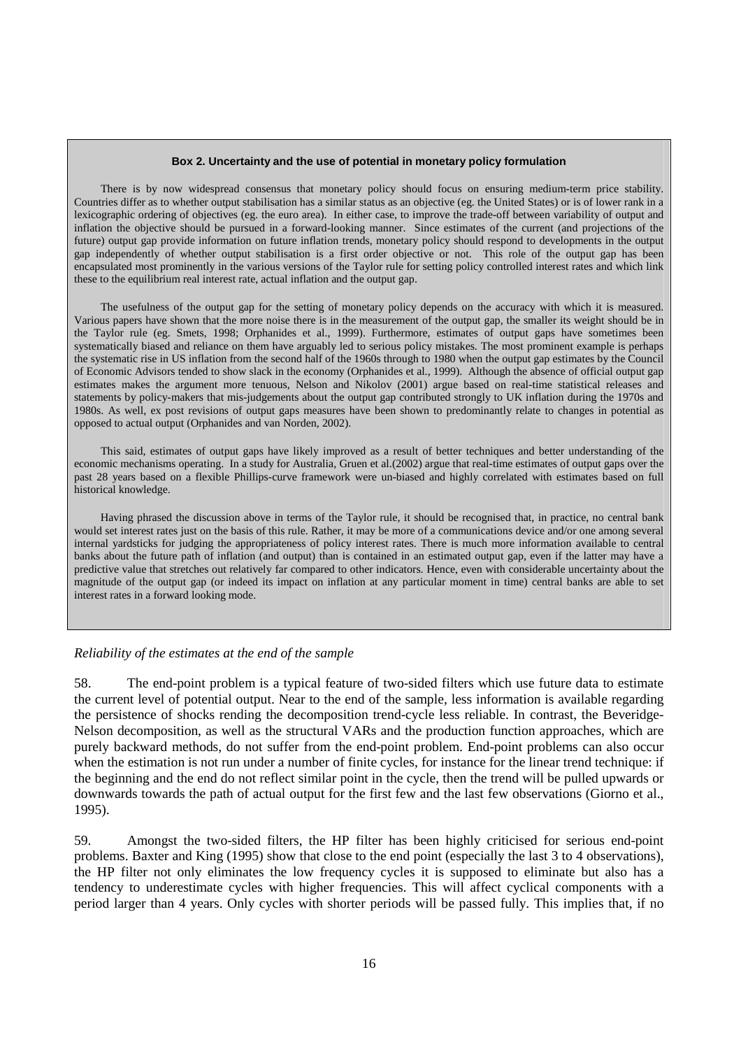**Box 2. Uncertainty and the use of potential in monetary policy formulation**

There is by now widespread consensus that monetary policy should focus on ensuring medium-term price stability. Countries differ as to whether output stabilisation has a similar status as an objective (eg. the United States) or is of lower rank in a lexicographic ordering of objectives (eg. the euro area). In either case, to improve the trade-off between variability of output and inflation the objective should be pursued in a forward-looking manner. Since estimates of the current (and projections of the future) output gap provide information on future inflation trends, monetary policy should respond to developments in the output gap independently of whether output stabilisation is a first order objective or not. This role of the output gap has been encapsulated most prominently in the various versions of the Taylor rule for setting policy controlled interest rates and which link these to the equilibrium real interest rate, actual inflation and the output gap.

The usefulness of the output gap for the setting of monetary policy depends on the accuracy with which it is measured. Various papers have shown that the more noise there is in the measurement of the output gap, the smaller its weight should be in the Taylor rule (eg. Smets, 1998; Orphanides et al., 1999). Furthermore, estimates of output gaps have sometimes been systematically biased and reliance on them have arguably led to serious policy mistakes. The most prominent example is perhaps the systematic rise in US inflation from the second half of the 1960s through to 1980 when the output gap estimates by the Council of Economic Advisors tended to show slack in the economy (Orphanides et al., 1999). Although the absence of official output gap estimates makes the argument more tenuous, Nelson and Nikolov (2001) argue based on real-time statistical releases and statements by policy-makers that mis-judgements about the output gap contributed strongly to UK inflation during the 1970s and 1980s. As well, ex post revisions of output gaps measures have been shown to predominantly relate to changes in potential as opposed to actual output (Orphanides and van Norden, 2002).

This said, estimates of output gaps have likely improved as a result of better techniques and better understanding of the economic mechanisms operating. In a study for Australia, Gruen et al.(2002) argue that real-time estimates of output gaps over the past 28 years based on a flexible Phillips-curve framework were un-biased and highly correlated with estimates based on full historical knowledge.

Having phrased the discussion above in terms of the Taylor rule, it should be recognised that, in practice, no central bank would set interest rates just on the basis of this rule. Rather, it may be more of a communications device and/or one among several internal yardsticks for judging the appropriateness of policy interest rates. There is much more information available to central banks about the future path of inflation (and output) than is contained in an estimated output gap, even if the latter may have a predictive value that stretches out relatively far compared to other indicators. Hence, even with considerable uncertainty about the magnitude of the output gap (or indeed its impact on inflation at any particular moment in time) central banks are able to set interest rates in a forward looking mode.

*Reliability of the estimates at the end of the sample*

58. The end-point problem is a typical feature of two-sided filters which use future data to estimate the current level of potential output. Near to the end of the sample, less information is available regarding the persistence of shocks rending the decomposition trend-cycle less reliable. In contrast, the Beveridge-Nelson decomposition, as well as the structural VARs and the production function approaches, which are purely backward methods, do not suffer from the end-point problem. End-point problems can also occur when the estimation is not run under a number of finite cycles, for instance for the linear trend technique: if the beginning and the end do not reflect similar point in the cycle, then the trend will be pulled upwards or downwards towards the path of actual output for the first few and the last few observations (Giorno et al., 1995).

59. Amongst the two-sided filters, the HP filter has been highly criticised for serious end-point problems. Baxter and King (1995) show that close to the end point (especially the last 3 to 4 observations), the HP filter not only eliminates the low frequency cycles it is supposed to eliminate but also has a tendency to underestimate cycles with higher frequencies. This will affect cyclical components with a period larger than 4 years. Only cycles with shorter periods will be passed fully. This implies that, if no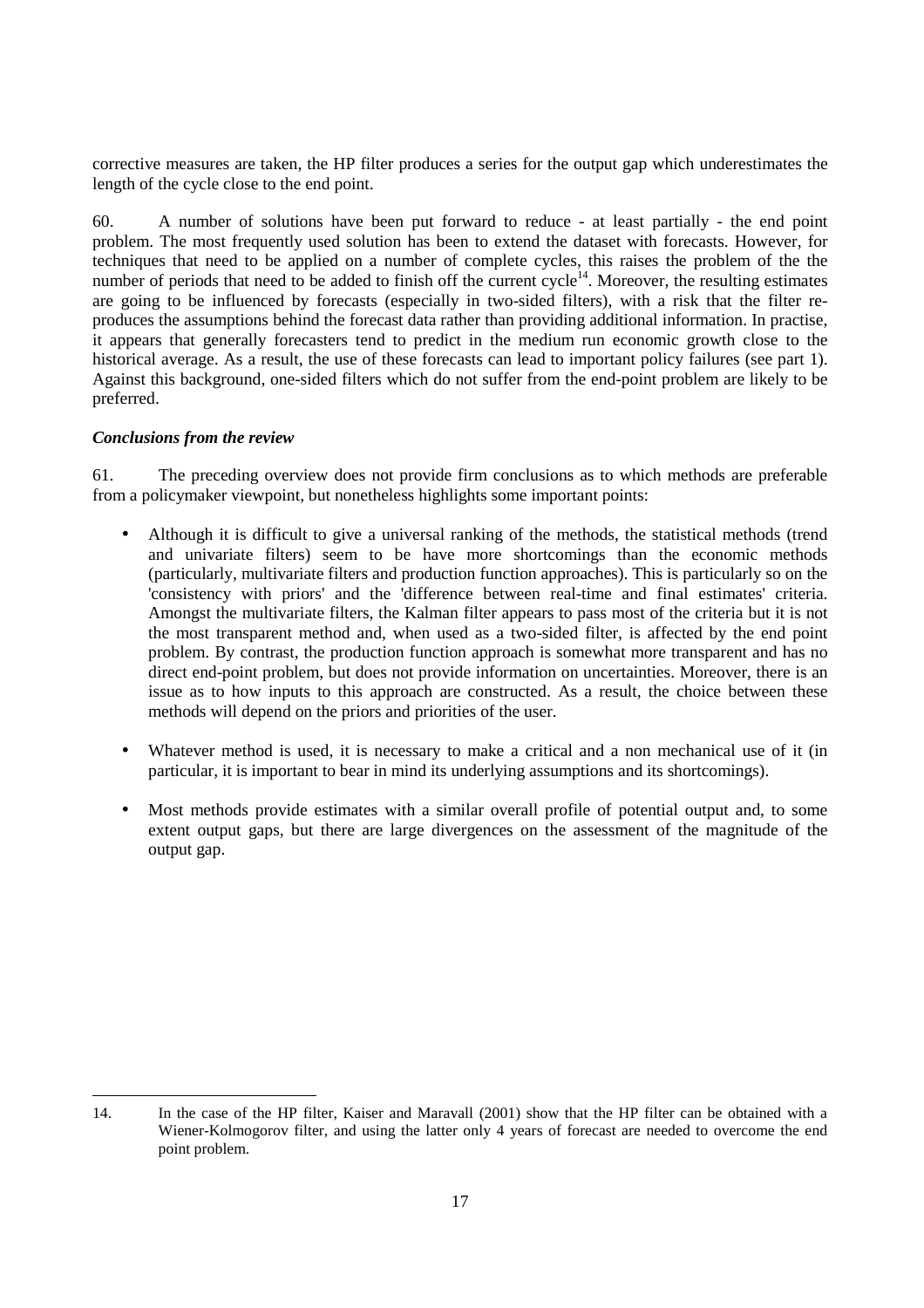corrective measures are taken, the HP filter produces a series for the output gap which underestimates the length of the cycle close to the end point.

60. A number of solutions have been put forward to reduce - at least partially - the end point problem. The most frequently used solution has been to extend the dataset with forecasts. However, for techniques that need to be applied on a number of complete cycles, this raises the problem of the the number of periods that need to be added to finish off the current cycle[14]. Moreover, the resulting estimates are going to be influenced by forecasts (especially in two-sided filters), with a risk that the filter re-produces the assumptions behind the forecast data rather than providing additional information. In practise, it appears that generally forecasters tend to predict in the medium run economic growth close to the historical average. As a result, the use of these forecasts can lead to important policy failures (see part 1). Against this background, one-sided filters which do not suffer from the end-point problem are likely to be preferred.

### *Conclusions from the review*

61. The preceding overview does not provide firm conclusions as to which methods are preferable from a policymaker viewpoint, but nonetheless highlights some important points:

- Although it is difficult to give a universal ranking of the methods, the statistical methods (trend and univariate filters) seem to be have more shortcomings than the economic methods (particularly, multivariate filters and production function approaches). This is particularly so on the 'consistency with priors' and the 'difference between real-time and final estimates' criteria. Amongst the multivariate filters, the Kalman filter appears to pass most of the criteria but it is not the most transparent method and, when used as a two-sided filter, is affected by the end point problem. By contrast, the production function approach is somewhat more transparent and has no direct end-point problem, but does not provide information on uncertainties. Moreover, there is an issue as to how inputs to this approach are constructed. As a result, the choice between these methods will depend on the priors and priorities of the user.

- Whatever method is used, it is necessary to make a critical and a non mechanical use of it (in particular, it is important to bear in mind its underlying assumptions and its shortcomings).

- Most methods provide estimates with a similar overall profile of potential output and, to some extent output gaps, but there are large divergences on the assessment of the magnitude of the output gap.

---

14. In the case of the HP filter, Kaiser and Maravall (2001) show that the HP filter can be obtained with a Wiener-Kolmogorov filter, and using the latter only 4 years of forecast are needed to overcome the end point problem.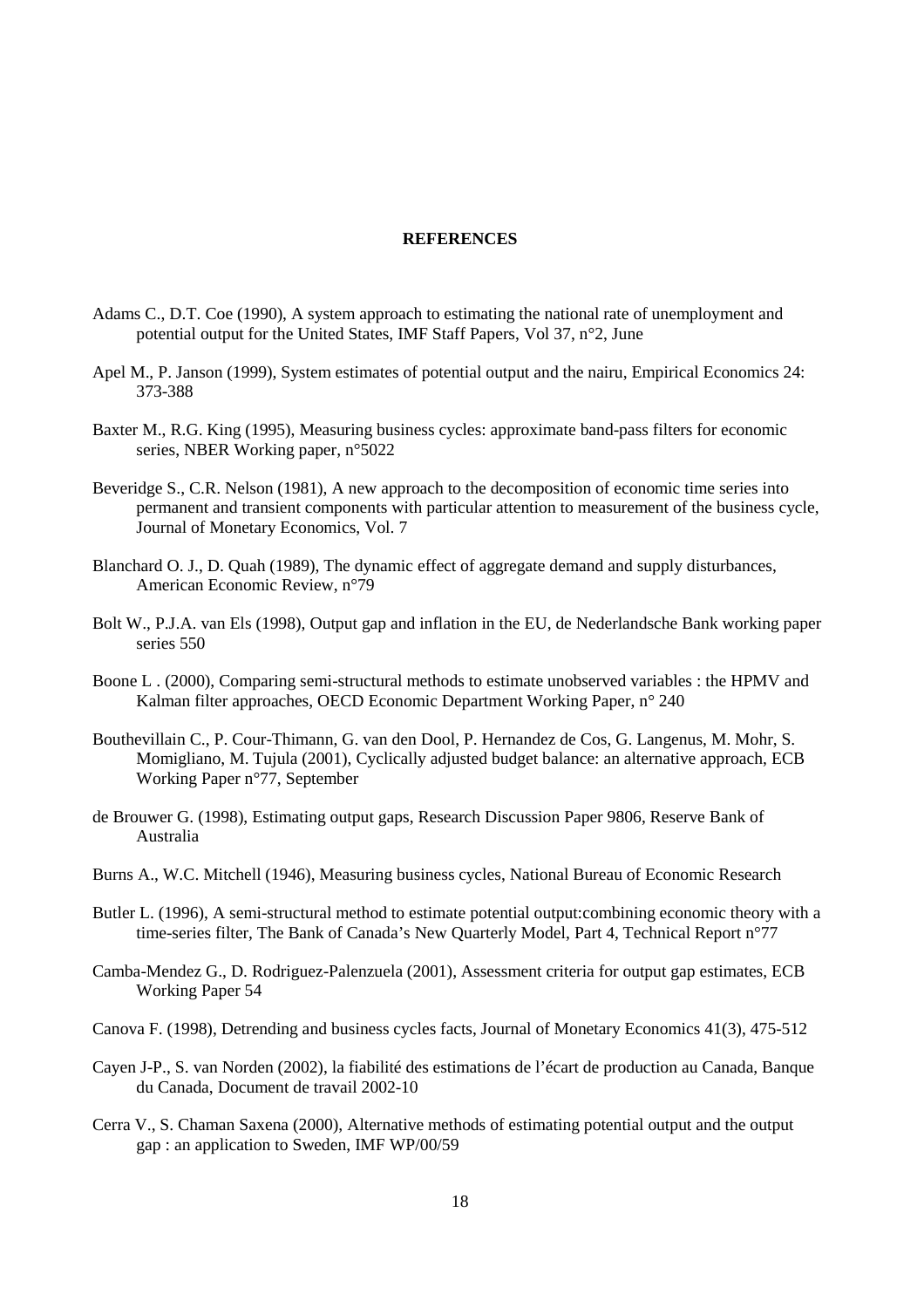## REFERENCES

Adams C., D.T. Coe (1990), A system approach to estimating the national rate of unemployment and potential output for the United States, IMF Staff Papers, Vol 37, n°2, June

Apel M., P. Janson (1999), System estimates of potential output and the nairu, Empirical Economics 24: 373-388

Baxter M., R.G. King (1995), Measuring business cycles: approximate band-pass filters for economic series, NBER Working paper, n°5022

Beveridge S., C.R. Nelson (1981), A new approach to the decomposition of economic time series into permanent and transient components with particular attention to measurement of the business cycle, Journal of Monetary Economics, Vol. 7

Blanchard O. J., D. Quah (1989), The dynamic effect of aggregate demand and supply disturbances, American Economic Review, n°79

Bolt W., P.J.A. van Els (1998), Output gap and inflation in the EU, de Nederlandsche Bank working paper series 550

Boone L . (2000), Comparing semi-structural methods to estimate unobserved variables : the HPMV and Kalman filter approaches, OECD Economic Department Working Paper, n° 240

Bouthevillain C., P. Cour-Thimann, G. van den Dool, P. Hernandez de Cos, G. Langenus, M. Mohr, S. Momigliano, M. Tujula (2001), Cyclically adjusted budget balance: an alternative approach, ECB Working Paper n°77, September

de Brouwer G. (1998), Estimating output gaps, Research Discussion Paper 9806, Reserve Bank of Australia

Burns A., W.C. Mitchell (1946), Measuring business cycles, National Bureau of Economic Research

Butler L. (1996), A semi-structural method to estimate potential output:combining economic theory with a time-series filter, The Bank of Canada's New Quarterly Model, Part 4, Technical Report n°77

Camba-Mendez G., D. Rodriguez-Palenzuela (2001), Assessment criteria for output gap estimates, ECB Working Paper 54

Canova F. (1998), Detrending and business cycles facts, Journal of Monetary Economics 41(3), 475-512

Cayen J-P., S. van Norden (2002), la fiabilité des estimations de l'écart de production au Canada, Banque du Canada, Document de travail 2002-10

Cerra V., S. Chaman Saxena (2000), Alternative methods of estimating potential output and the output gap : an application to Sweden, IMF WP/00/59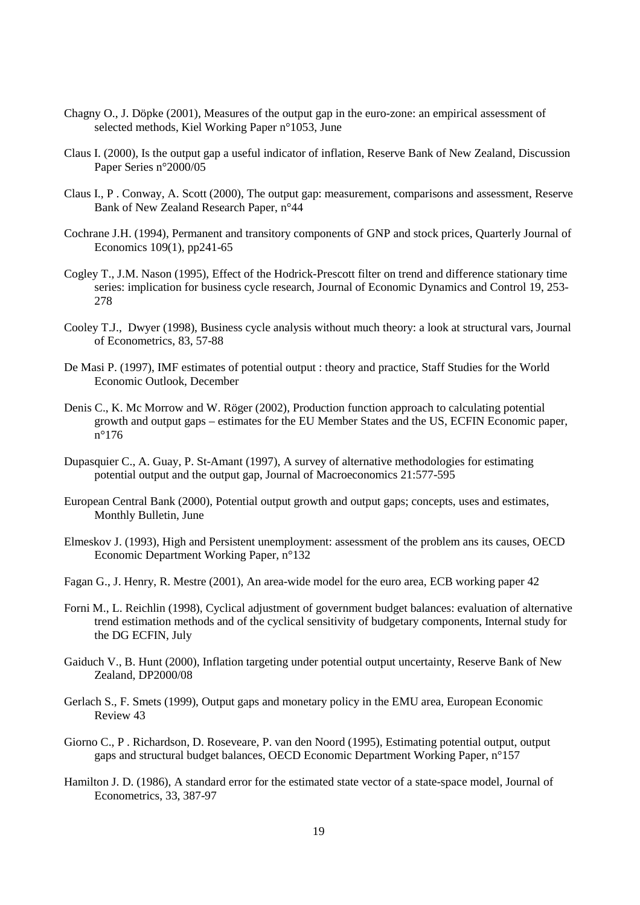Chagny O., J. Döpke (2001), Measures of the output gap in the euro-zone: an empirical assessment of selected methods, Kiel Working Paper n°1053, June

Claus I. (2000), Is the output gap a useful indicator of inflation, Reserve Bank of New Zealand, Discussion Paper Series n°2000/05

Claus I., P . Conway, A. Scott (2000), The output gap: measurement, comparisons and assessment, Reserve Bank of New Zealand Research Paper, n°44

Cochrane J.H. (1994), Permanent and transitory components of GNP and stock prices, Quarterly Journal of Economics 109(1), pp241-65

Cogley T., J.M. Nason (1995), Effect of the Hodrick-Prescott filter on trend and difference stationary time series: implication for business cycle research, Journal of Economic Dynamics and Control 19, 253-278

Cooley T.J., Dwyer (1998), Business cycle analysis without much theory: a look at structural vars, Journal of Econometrics, 83, 57-88

De Masi P. (1997), IMF estimates of potential output : theory and practice, Staff Studies for the World Economic Outlook, December

Denis C., K. Mc Morrow and W. Röger (2002), Production function approach to calculating potential growth and output gaps – estimates for the EU Member States and the US, ECFIN Economic paper, n°176

Dupasquier C., A. Guay, P. St-Amant (1997), A survey of alternative methodologies for estimating potential output and the output gap, Journal of Macroeconomics 21:577-595

European Central Bank (2000), Potential output growth and output gaps; concepts, uses and estimates, Monthly Bulletin, June

Elmeskov J. (1993), High and Persistent unemployment: assessment of the problem ans its causes, OECD Economic Department Working Paper, n°132

Fagan G., J. Henry, R. Mestre (2001), An area-wide model for the euro area, ECB working paper 42

Forni M., L. Reichlin (1998), Cyclical adjustment of government budget balances: evaluation of alternative trend estimation methods and of the cyclical sensitivity of budgetary components, Internal study for the DG ECFIN, July

Gaiduch V., B. Hunt (2000), Inflation targeting under potential output uncertainty, Reserve Bank of New Zealand, DP2000/08

Gerlach S., F. Smets (1999), Output gaps and monetary policy in the EMU area, European Economic Review 43

Giorno C., P . Richardson, D. Roseveare, P. van den Noord (1995), Estimating potential output, output gaps and structural budget balances, OECD Economic Department Working Paper, n°157

Hamilton J. D. (1986), A standard error for the estimated state vector of a state-space model, Journal of Econometrics, 33, 387-97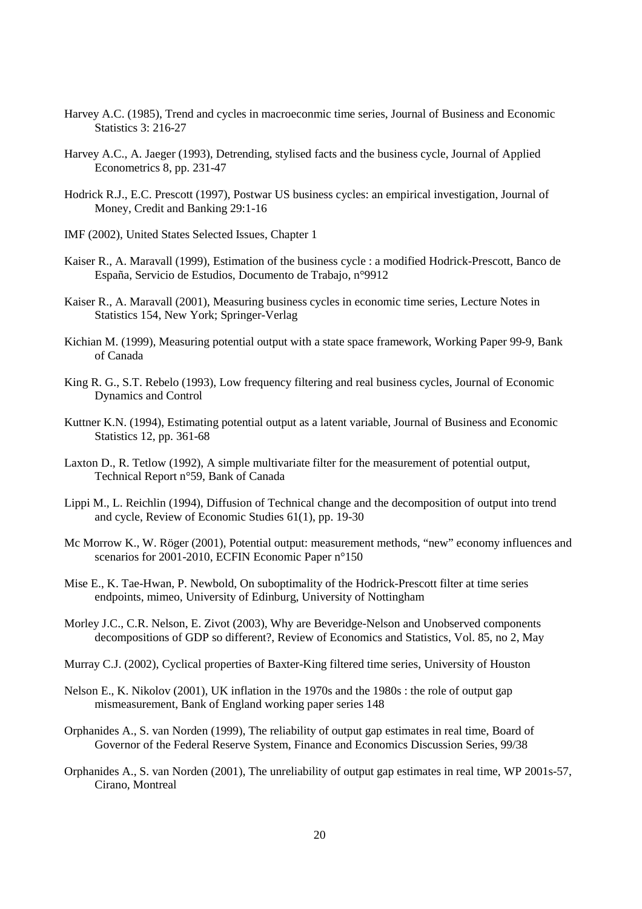Harvey A.C. (1985), Trend and cycles in macroeconmic time series, Journal of Business and Economic Statistics 3: 216-27

Harvey A.C., A. Jaeger (1993), Detrending, stylised facts and the business cycle, Journal of Applied Econometrics 8, pp. 231-47

Hodrick R.J., E.C. Prescott (1997), Postwar US business cycles: an empirical investigation, Journal of Money, Credit and Banking 29:1-16

IMF (2002), United States Selected Issues, Chapter 1

Kaiser R., A. Maravall (1999), Estimation of the business cycle : a modified Hodrick-Prescott, Banco de España, Servicio de Estudios, Documento de Trabajo, n°9912

Kaiser R., A. Maravall (2001), Measuring business cycles in economic time series, Lecture Notes in Statistics 154, New York; Springer-Verlag

Kichian M. (1999), Measuring potential output with a state space framework, Working Paper 99-9, Bank of Canada

King R. G., S.T. Rebelo (1993), Low frequency filtering and real business cycles, Journal of Economic Dynamics and Control

Kuttner K.N. (1994), Estimating potential output as a latent variable, Journal of Business and Economic Statistics 12, pp. 361-68

Laxton D., R. Tetlow (1992), A simple multivariate filter for the measurement of potential output, Technical Report n°59, Bank of Canada

Lippi M., L. Reichlin (1994), Diffusion of Technical change and the decomposition of output into trend and cycle, Review of Economic Studies 61(1), pp. 19-30

Mc Morrow K., W. Röger (2001), Potential output: measurement methods, "new" economy influences and scenarios for 2001-2010, ECFIN Economic Paper n°150

Mise E., K. Tae-Hwan, P. Newbold, On suboptimality of the Hodrick-Prescott filter at time series endpoints, mimeo, University of Edinburg, University of Nottingham

Morley J.C., C.R. Nelson, E. Zivot (2003), Why are Beveridge-Nelson and Unobserved components decompositions of GDP so different?, Review of Economics and Statistics, Vol. 85, no 2, May

Murray C.J. (2002), Cyclical properties of Baxter-King filtered time series, University of Houston

Nelson E., K. Nikolov (2001), UK inflation in the 1970s and the 1980s : the role of output gap mismeasurement, Bank of England working paper series 148

Orphanides A., S. van Norden (1999), The reliability of output gap estimates in real time, Board of Governor of the Federal Reserve System, Finance and Economics Discussion Series, 99/38

Orphanides A., S. van Norden (2001), The unreliability of output gap estimates in real time, WP 2001s-57, Cirano, Montreal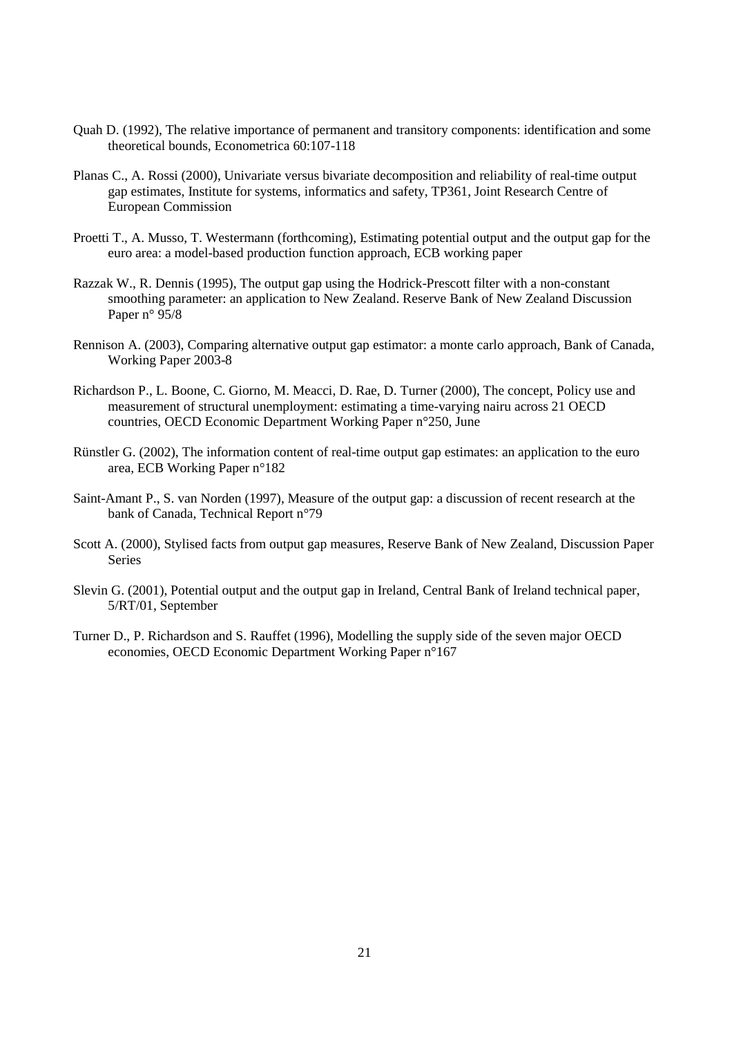Quah D. (1992), The relative importance of permanent and transitory components: identification and some theoretical bounds, Econometrica 60:107-118

Planas C., A. Rossi (2000), Univariate versus bivariate decomposition and reliability of real-time output gap estimates, Institute for systems, informatics and safety, TP361, Joint Research Centre of European Commission

Proetti T., A. Musso, T. Westermann (forthcoming), Estimating potential output and the output gap for the euro area: a model-based production function approach, ECB working paper

Razzak W., R. Dennis (1995), The output gap using the Hodrick-Prescott filter with a non-constant smoothing parameter: an application to New Zealand. Reserve Bank of New Zealand Discussion Paper n° 95/8

Rennison A. (2003), Comparing alternative output gap estimator: a monte carlo approach, Bank of Canada, Working Paper 2003-8

Richardson P., L. Boone, C. Giorno, M. Meacci, D. Rae, D. Turner (2000), The concept, Policy use and measurement of structural unemployment: estimating a time-varying nairu across 21 OECD countries, OECD Economic Department Working Paper n°250, June

Rünstler G. (2002), The information content of real-time output gap estimates: an application to the euro area, ECB Working Paper n°182

Saint-Amant P., S. van Norden (1997), Measure of the output gap: a discussion of recent research at the bank of Canada, Technical Report n°79

Scott A. (2000), Stylised facts from output gap measures, Reserve Bank of New Zealand, Discussion Paper Series

Slevin G. (2001), Potential output and the output gap in Ireland, Central Bank of Ireland technical paper, 5/RT/01, September

Turner D., P. Richardson and S. Rauffet (1996), Modelling the supply side of the seven major OECD economies, OECD Economic Department Working Paper n°167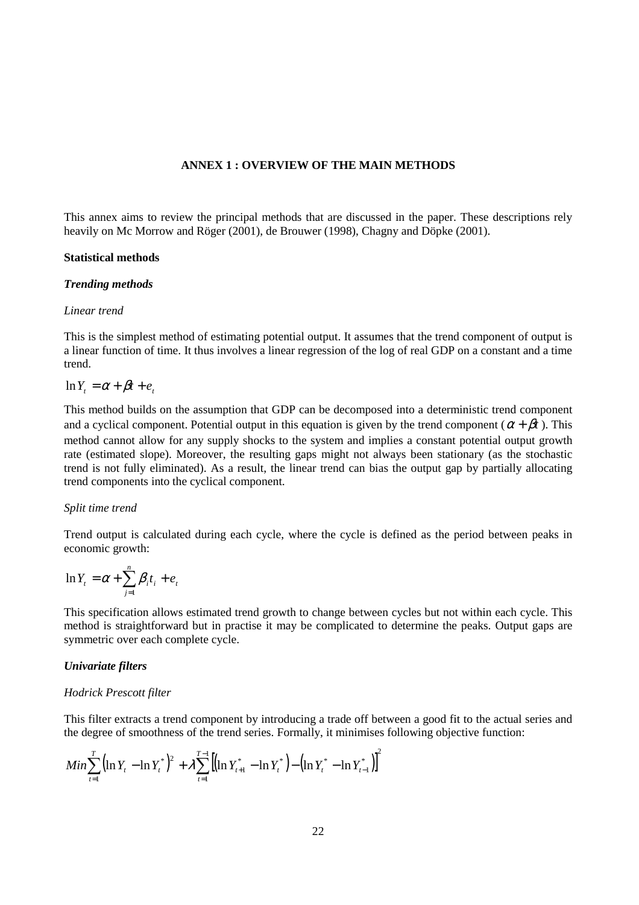## ANNEX 1 : OVERVIEW OF THE MAIN METHODS

This annex aims to review the principal methods that are discussed in the paper. These descriptions rely heavily on Mc Morrow and Röger (2001), de Brouwer (1998), Chagny and Döpke (2001).

**Statistical methods**

***Trending methods***

*Linear trend*

This is the simplest method of estimating potential output. It assumes that the trend component of output is a linear function of time. It thus involves a linear regression of the log of real GDP on a constant and a time trend.

$$\ln Y_t = \alpha + \beta t + e_t$$

This method builds on the assumption that GDP can be decomposed into a deterministic trend component and a cyclical component. Potential output in this equation is given by the trend component ($\alpha + \beta t$). This method cannot allow for any supply shocks to the system and implies a constant potential output growth rate (estimated slope). Moreover, the resulting gaps might not always been stationary (as the stochastic trend is not fully eliminated). As a result, the linear trend can bias the output gap by partially allocating trend components into the cyclical component.

*Split time trend*

Trend output is calculated during each cycle, where the cycle is defined as the period between peaks in economic growth:

$$\ln Y_t = \alpha + \sum_{j=1}^{n} \beta_i t_i + e_t$$

This specification allows estimated trend growth to change between cycles but not within each cycle. This method is straightforward but in practise it may be complicated to determine the peaks. Output gaps are symmetric over each complete cycle.

***Univariate filters***

*Hodrick Prescott filter*

This filter extracts a trend component by introducing a trade off between a good fit to the actual series and the degree of smoothness of the trend series. Formally, it minimises following objective function:

$$Min \sum_{t=1}^{T} \left(\ln Y_t - \ln Y_t^*\right)^2 + \lambda \sum_{t=1}^{T-1} \left[\left(\ln Y_{t+1}^* - \ln Y_t^*\right) - \left(\ln Y_t^* - \ln Y_{t-1}^*\right)\right]^2$$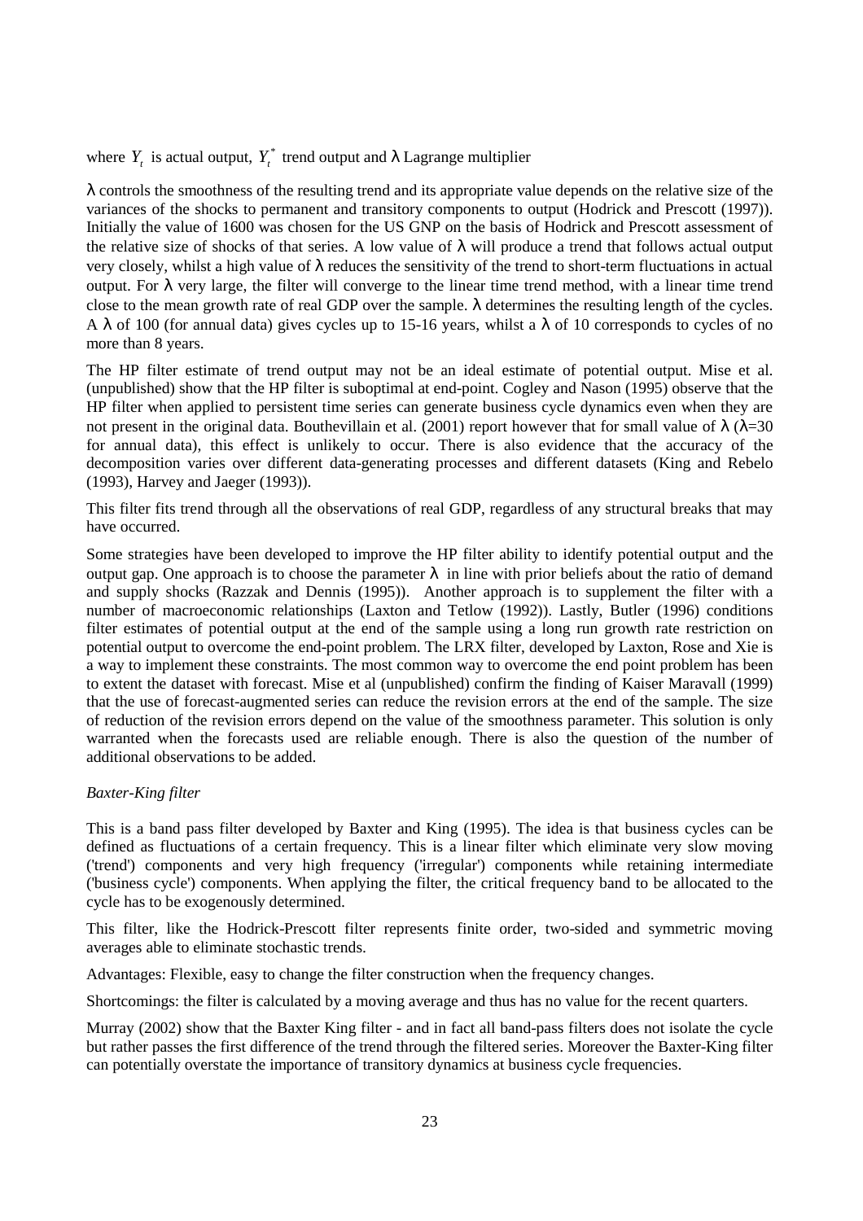where $Y_t$ is actual output, $Y_t^*$ trend output and λ Lagrange multiplier

λ controls the smoothness of the resulting trend and its appropriate value depends on the relative size of the variances of the shocks to permanent and transitory components to output (Hodrick and Prescott (1997)). Initially the value of 1600 was chosen for the US GNP on the basis of Hodrick and Prescott assessment of the relative size of shocks of that series. A low value of λ will produce a trend that follows actual output very closely, whilst a high value of λ reduces the sensitivity of the trend to short-term fluctuations in actual output. For λ very large, the filter will converge to the linear time trend method, with a linear time trend close to the mean growth rate of real GDP over the sample. λ determines the resulting length of the cycles. A λ of 100 (for annual data) gives cycles up to 15-16 years, whilst a λ of 10 corresponds to cycles of no more than 8 years.

The HP filter estimate of trend output may not be an ideal estimate of potential output. Mise et al. (unpublished) show that the HP filter is suboptimal at end-point. Cogley and Nason (1995) observe that the HP filter when applied to persistent time series can generate business cycle dynamics even when they are not present in the original data. Bouthevillain et al. (2001) report however that for small value of λ (λ=30 for annual data), this effect is unlikely to occur. There is also evidence that the accuracy of the decomposition varies over different data-generating processes and different datasets (King and Rebelo (1993), Harvey and Jaeger (1993)).

This filter fits trend through all the observations of real GDP, regardless of any structural breaks that may have occurred.

Some strategies have been developed to improve the HP filter ability to identify potential output and the output gap. One approach is to choose the parameter λ in line with prior beliefs about the ratio of demand and supply shocks (Razzak and Dennis (1995)). Another approach is to supplement the filter with a number of macroeconomic relationships (Laxton and Tetlow (1992)). Lastly, Butler (1996) conditions filter estimates of potential output at the end of the sample using a long run growth rate restriction on potential output to overcome the end-point problem. The LRX filter, developed by Laxton, Rose and Xie is a way to implement these constraints. The most common way to overcome the end point problem has been to extent the dataset with forecast. Mise et al (unpublished) confirm the finding of Kaiser Maravall (1999) that the use of forecast-augmented series can reduce the revision errors at the end of the sample. The size of reduction of the revision errors depend on the value of the smoothness parameter. This solution is only warranted when the forecasts used are reliable enough. There is also the question of the number of additional observations to be added.

*Baxter-King filter*

This is a band pass filter developed by Baxter and King (1995). The idea is that business cycles can be defined as fluctuations of a certain frequency. This is a linear filter which eliminate very slow moving ('trend') components and very high frequency ('irregular') components while retaining intermediate ('business cycle') components. When applying the filter, the critical frequency band to be allocated to the cycle has to be exogenously determined.

This filter, like the Hodrick-Prescott filter represents finite order, two-sided and symmetric moving averages able to eliminate stochastic trends.

Advantages: Flexible, easy to change the filter construction when the frequency changes.

Shortcomings: the filter is calculated by a moving average and thus has no value for the recent quarters.

Murray (2002) show that the Baxter King filter - and in fact all band-pass filters does not isolate the cycle but rather passes the first difference of the trend through the filtered series. Moreover the Baxter-King filter can potentially overstate the importance of transitory dynamics at business cycle frequencies.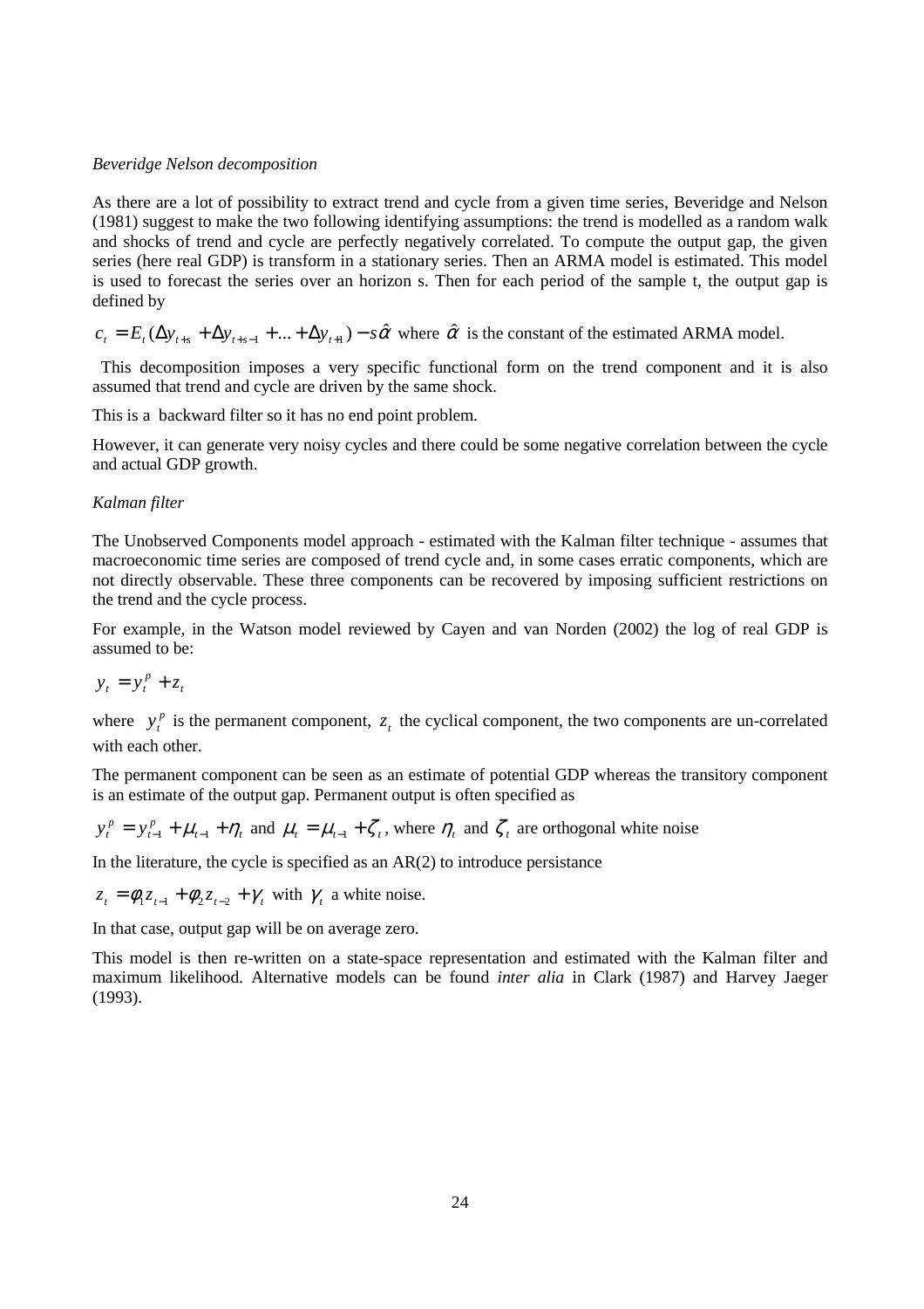*Beveridge Nelson decomposition*

As there are a lot of possibility to extract trend and cycle from a given time series, Beveridge and Nelson (1981) suggest to make the two following identifying assumptions: the trend is modelled as a random walk and shocks of trend and cycle are perfectly negatively correlated. To compute the output gap, the given series (here real GDP) is transform in a stationary series. Then an ARMA model is estimated. This model is used to forecast the series over an horizon s. Then for each period of the sample t, the output gap is defined by

$c_t = E_t(\Delta y_{t+s} + \Delta y_{t+s-1} + ... + \Delta y_{t+1}) - s\hat{\alpha}$ where $\hat{\alpha}$ is the constant of the estimated ARMA model.

This decomposition imposes a very specific functional form on the trend component and it is also assumed that trend and cycle are driven by the same shock.

This is a backward filter so it has no end point problem.

However, it can generate very noisy cycles and there could be some negative correlation between the cycle and actual GDP growth.

*Kalman filter*

The Unobserved Components model approach - estimated with the Kalman filter technique - assumes that macroeconomic time series are composed of trend cycle and, in some cases erratic components, which are not directly observable. These three components can be recovered by imposing sufficient restrictions on the trend and the cycle process.

For example, in the Watson model reviewed by Cayen and van Norden (2002) the log of real GDP is assumed to be:

$$y_t = y_t^p + z_t$$

where $y_t^p$ is the permanent component, $z_t$ the cyclical component, the two components are un-correlated with each other.

The permanent component can be seen as an estimate of potential GDP whereas the transitory component is an estimate of the output gap. Permanent output is often specified as

$y_t^p = y_{t-1}^p + \mu_{t-1} + \eta_t$ and $\mu_t = \mu_{t-1} + \zeta_t$, where $\eta_t$ and $\zeta_t$ are orthogonal white noise

In the literature, the cycle is specified as an AR(2) to introduce persistance

$z_t = \phi_1 z_{t-1} + \phi_2 z_{t-2} + \gamma_t$ with $\gamma_t$ a white noise.

In that case, output gap will be on average zero.

This model is then re-written on a state-space representation and estimated with the Kalman filter and maximum likelihood. Alternative models can be found *inter alia* in Clark (1987) and Harvey Jaeger (1993).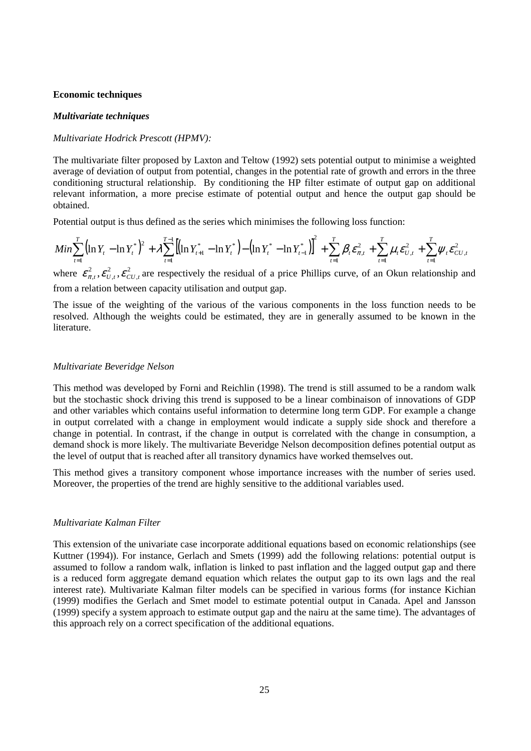**Economic techniques**

***Multivariate techniques***

*Multivariate Hodrick Prescott (HPMV):*

The multivariate filter proposed by Laxton and Teltow (1992) sets potential output to minimise a weighted average of deviation of output from potential, changes in the potential rate of growth and errors in the three conditioning structural relationship. By conditioning the HP filter estimate of output gap on additional relevant information, a more precise estimate of potential output and hence the output gap should be obtained.

Potential output is thus defined as the series which minimises the following loss function:

$$Min\sum_{t=1}^{T}\left(\ln Y_t - \ln Y_t^*\right)^2 + \lambda\sum_{t=1}^{T-1}\left[\left(\ln Y_{t+1}^* - \ln Y_t^*\right) - \left(\ln Y_t^* - \ln Y_{t-1}^*\right)\right]^2 + \sum_{t=1}^{T}\beta_t\varepsilon_{\pi,t}^2 + \sum_{t=1}^{T}\mu_t\varepsilon_{U,t}^2 + \sum_{t=1}^{T}\psi_t\varepsilon_{CU,t}^2$$

where $\varepsilon_{\pi,t}^2, \varepsilon_{U,t}^2, \varepsilon_{CU,t}^2$ are respectively the residual of a price Phillips curve, of an Okun relationship and from a relation between capacity utilisation and output gap.

The issue of the weighting of the various of the various components in the loss function needs to be resolved. Although the weights could be estimated, they are in generally assumed to be known in the literature.

*Multivariate Beveridge Nelson*

This method was developed by Forni and Reichlin (1998). The trend is still assumed to be a random walk but the stochastic shock driving this trend is supposed to be a linear combinaison of innovations of GDP and other variables which contains useful information to determine long term GDP. For example a change in output correlated with a change in employment would indicate a supply side shock and therefore a change in potential. In contrast, if the change in output is correlated with the change in consumption, a demand shock is more likely. The multivariate Beveridge Nelson decomposition defines potential output as the level of output that is reached after all transitory dynamics have worked themselves out.

This method gives a transitory component whose importance increases with the number of series used. Moreover, the properties of the trend are highly sensitive to the additional variables used.

*Multivariate Kalman Filter*

This extension of the univariate case incorporate additional equations based on economic relationships (see Kuttner (1994)). For instance, Gerlach and Smets (1999) add the following relations: potential output is assumed to follow a random walk, inflation is linked to past inflation and the lagged output gap and there is a reduced form aggregate demand equation which relates the output gap to its own lags and the real interest rate). Multivariate Kalman filter models can be specified in various forms (for instance Kichian (1999) modifies the Gerlach and Smet model to estimate potential output in Canada. Apel and Jansson (1999) specify a system approach to estimate output gap and the nairu at the same time). The advantages of this approach rely on a correct specification of the additional equations.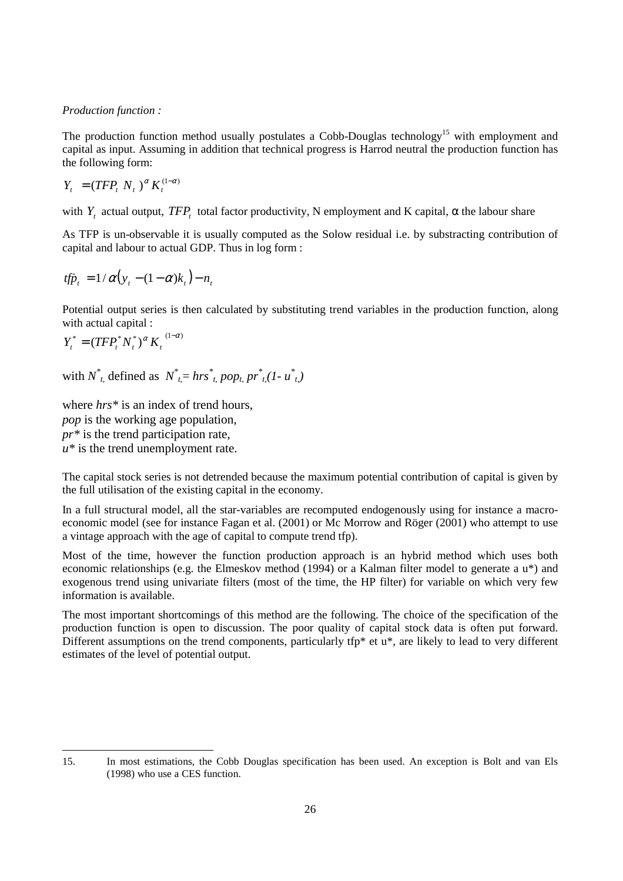*Production function :*

The production function method usually postulates a Cobb-Douglas technology[15] with employment and capital as input. Assuming in addition that technical progress is Harrod neutral the production function has the following form:

$$Y_t = (TFP_t \ N_t)^{\alpha} K_t^{(1-\alpha)}$$

with $Y_t$ actual output, $TFP_t$ total factor productivity, N employment and K capital, α the labour share

As TFP is un-observable it is usually computed as the Solow residual i.e. by substracting contribution of capital and labour to actual GDP. Thus in log form :

$$tfp_t = 1/\alpha\left(y_t - (1-\alpha)k_t\right) - n_t$$

Potential output series is then calculated by substituting trend variables in the production function, along with actual capital :

$$Y_t^* = (TFP_t^* N_t^*)^{\alpha} K_t^{(1-\alpha)}$$

with $N^*_t$ defined as $N^*_t = hrs^*_t \, pop_t \, pr^*_t (1 - u^*_t)$

where *hrs\** is an index of trend hours,
*pop* is the working age population,
*pr\** is the trend participation rate,
*u\** is the trend unemployment rate.

The capital stock series is not detrended because the maximum potential contribution of capital is given by the full utilisation of the existing capital in the economy.

In a full structural model, all the star-variables are recomputed endogenously using for instance a macro-economic model (see for instance Fagan et al. (2001) or Mc Morrow and Röger (2001) who attempt to use a vintage approach with the age of capital to compute trend tfp).

Most of the time, however the function production approach is an hybrid method which uses both economic relationships (e.g. the Elmeskov method (1994) or a Kalman filter model to generate a u*) and exogenous trend using univariate filters (most of the time, the HP filter) for variable on which very few information is available.

The most important shortcomings of this method are the following. The choice of the specification of the production function is open to discussion. The poor quality of capital stock data is often put forward. Different assumptions on the trend components, particularly tfp* et u*, are likely to lead to very different estimates of the level of potential output.

15. In most estimations, the Cobb Douglas specification has been used. An exception is Bolt and van Els (1998) who use a CES function.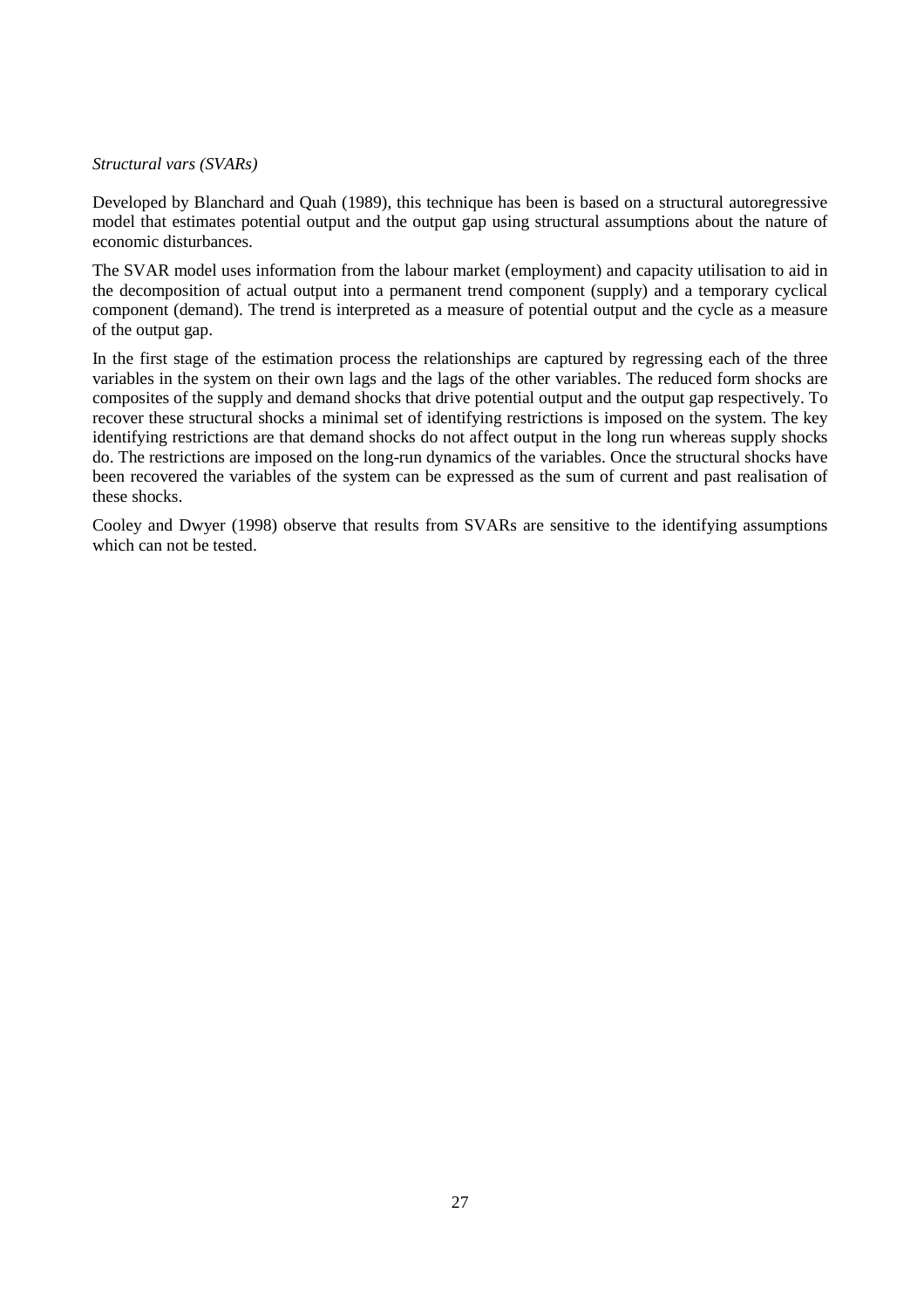*Structural vars (SVARs)*

Developed by Blanchard and Quah (1989), this technique has been is based on a structural autoregressive model that estimates potential output and the output gap using structural assumptions about the nature of economic disturbances.

The SVAR model uses information from the labour market (employment) and capacity utilisation to aid in the decomposition of actual output into a permanent trend component (supply) and a temporary cyclical component (demand). The trend is interpreted as a measure of potential output and the cycle as a measure of the output gap.

In the first stage of the estimation process the relationships are captured by regressing each of the three variables in the system on their own lags and the lags of the other variables. The reduced form shocks are composites of the supply and demand shocks that drive potential output and the output gap respectively. To recover these structural shocks a minimal set of identifying restrictions is imposed on the system. The key identifying restrictions are that demand shocks do not affect output in the long run whereas supply shocks do. The restrictions are imposed on the long-run dynamics of the variables. Once the structural shocks have been recovered the variables of the system can be expressed as the sum of current and past realisation of these shocks.

Cooley and Dwyer (1998) observe that results from SVARs are sensitive to the identifying assumptions which can not be tested.